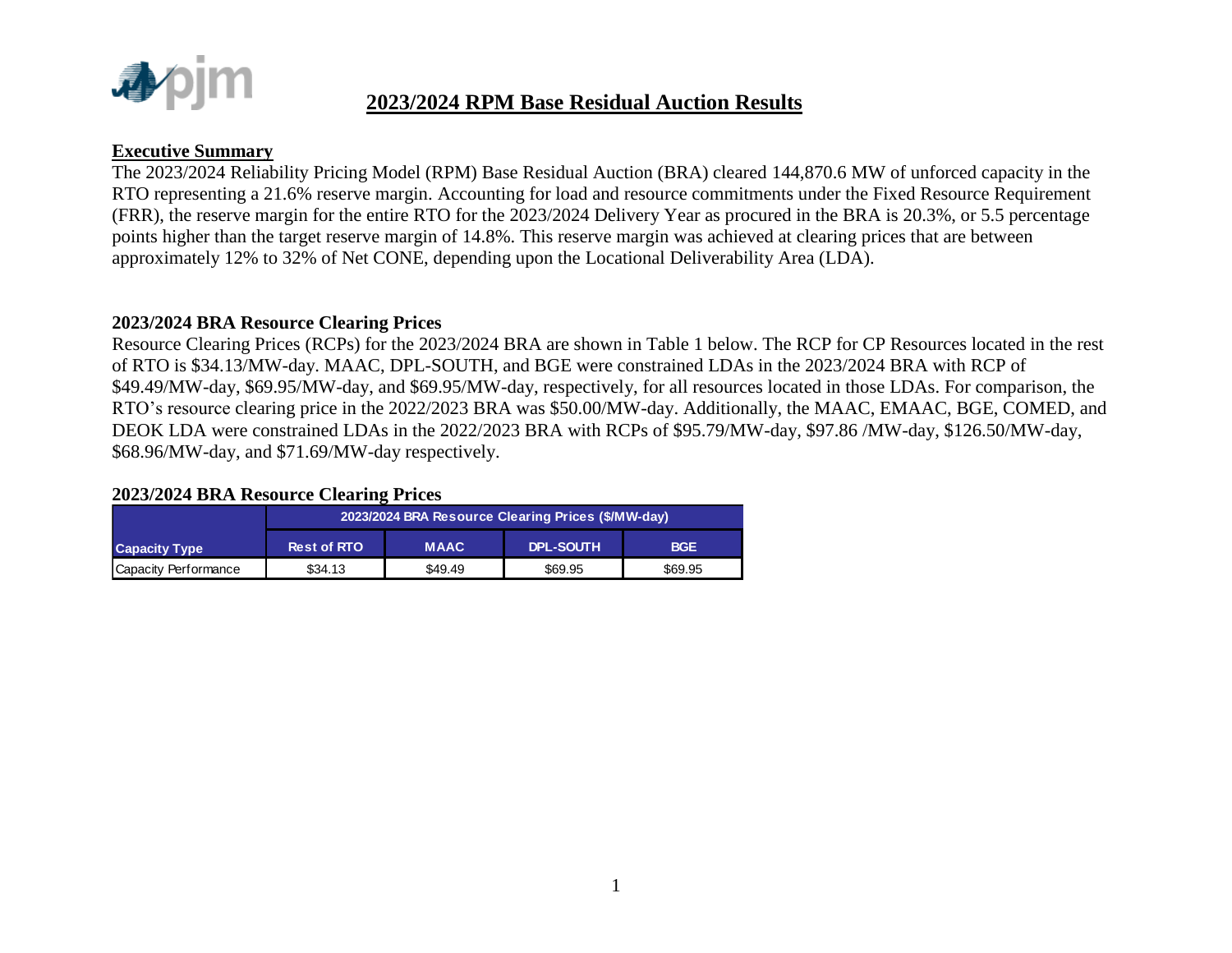# 2023/2024 RPM Base Residual Auction Results

## Executive Summary

The 2023/2024 Reliability Pricing Model (RPM) Base Residual Auction (BRA) cleared 144,870.6 MW of unforced capacity in the RTO representing a 21.6% reserve margin. Accounting for load and resource commitments under the Fixed Resource Requirement (FRR), the reserve margin for the entire RTO for the 2023/2024 Delivery Year as procured in the BRA is 20.3%, or 5.5 percentage points higher than the target reserve margin of 14.8%. This reserve margin was achieved at clearing prices that are between approximately 12% to 32% of Net CONE, depending upon the Locational Deliverability Area (LDA).

### 2023/2024 BRA Resource Clearing Prices

Resource Clearing Prices (RCPs) for the 2023/2024 BRA are shown in Table 1 below. The RCP for CP Resources located in the rest of RTO is $34.13/MW-day. MAAC, DPL-SOUTH, and BGE were constrained LDAs in the 2023/2024 BRA with RCP of $49.49/MW-day, $69.95/MW-day, and $69.95/MW-day, respectively, for all resources located in those LDAs. For comparison, the RTO's resource clearing price in the 2022/2023 BRA was $50.00/MW-day. Additionally, the MAAC, EMAAC, BGE, COMED, and DEOK LDA were constrained LDAs in the 2022/2023 BRA with RCPs of $95.79/MW-day, $97.86 /MW-day, $126.50/MW-day, $68.96/MW-day, and $71.69/MW-day respectively.

### 2023/2024 BRA Resource Clearing Prices

| | 2023/2024 BRA Resource Clearing Prices ($/MW-day) | | | |
|---|---|---|---|---|
| **Capacity Type** | **Rest of RTO** | **MAAC** | **DPL-SOUTH** | **BGE** |
| Capacity Performance | $34.13 | $49.49 | $69.95 | $69.95 |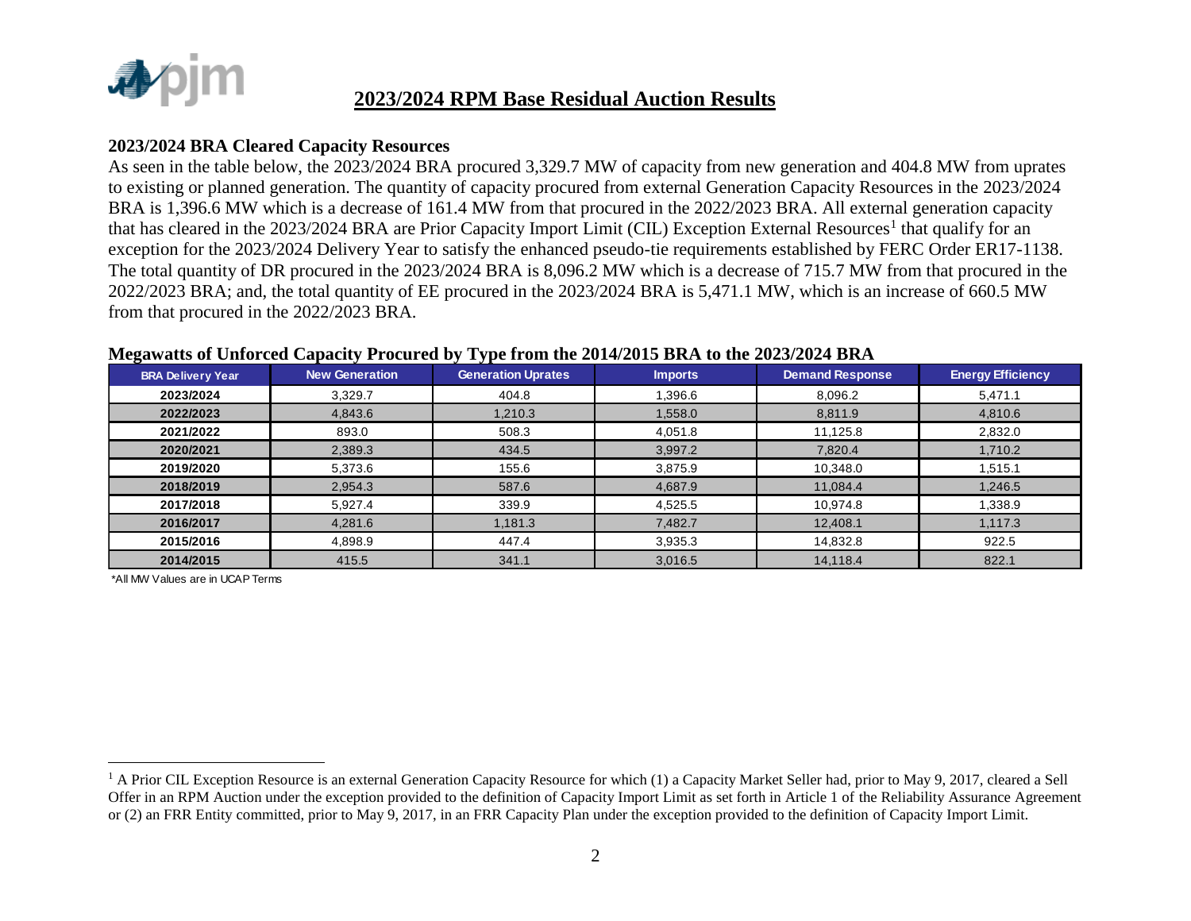# 2023/2024 RPM Base Residual Auction Results

**2023/2024 BRA Cleared Capacity Resources**

As seen in the table below, the 2023/2024 BRA procured 3,329.7 MW of capacity from new generation and 404.8 MW from uprates to existing or planned generation. The quantity of capacity procured from external Generation Capacity Resources in the 2023/2024 BRA is 1,396.6 MW which is a decrease of 161.4 MW from that procured in the 2022/2023 BRA. All external generation capacity that has cleared in the 2023/2024 BRA are Prior Capacity Import Limit (CIL) Exception External Resources[1] that qualify for an exception for the 2023/2024 Delivery Year to satisfy the enhanced pseudo-tie requirements established by FERC Order ER17-1138. The total quantity of DR procured in the 2023/2024 BRA is 8,096.2 MW which is a decrease of 715.7 MW from that procured in the 2022/2023 BRA; and, the total quantity of EE procured in the 2023/2024 BRA is 5,471.1 MW, which is an increase of 660.5 MW from that procured in the 2022/2023 BRA.

**Megawatts of Unforced Capacity Procured by Type from the 2014/2015 BRA to the 2023/2024 BRA**

| BRA Delivery Year | New Generation | Generation Uprates | Imports | Demand Response | Energy Efficiency |
|---|---|---|---|---|---|
| 2023/2024 | 3,329.7 | 404.8 | 1,396.6 | 8,096.2 | 5,471.1 |
| 2022/2023 | 4,843.6 | 1,210.3 | 1,558.0 | 8,811.9 | 4,810.6 |
| 2021/2022 | 893.0 | 508.3 | 4,051.8 | 11,125.8 | 2,832.0 |
| 2020/2021 | 2,389.3 | 434.5 | 3,997.2 | 7,820.4 | 1,710.2 |
| 2019/2020 | 5,373.6 | 155.6 | 3,875.9 | 10,348.0 | 1,515.1 |
| 2018/2019 | 2,954.3 | 587.6 | 4,687.9 | 11,084.4 | 1,246.5 |
| 2017/2018 | 5,927.4 | 339.9 | 4,525.5 | 10,974.8 | 1,338.9 |
| 2016/2017 | 4,281.6 | 1,181.3 | 7,482.7 | 12,408.1 | 1,117.3 |
| 2015/2016 | 4,898.9 | 447.4 | 3,935.3 | 14,832.8 | 922.5 |
| 2014/2015 | 415.5 | 341.1 | 3,016.5 | 14,118.4 | 822.1 |

*All MW Values are in UCAP Terms

[1] A Prior CIL Exception Resource is an external Generation Capacity Resource for which (1) a Capacity Market Seller had, prior to May 9, 2017, cleared a Sell Offer in an RPM Auction under the exception provided to the definition of Capacity Import Limit as set forth in Article 1 of the Reliability Assurance Agreement or (2) an FRR Entity committed, prior to May 9, 2017, in an FRR Capacity Plan under the exception provided to the definition of Capacity Import Limit.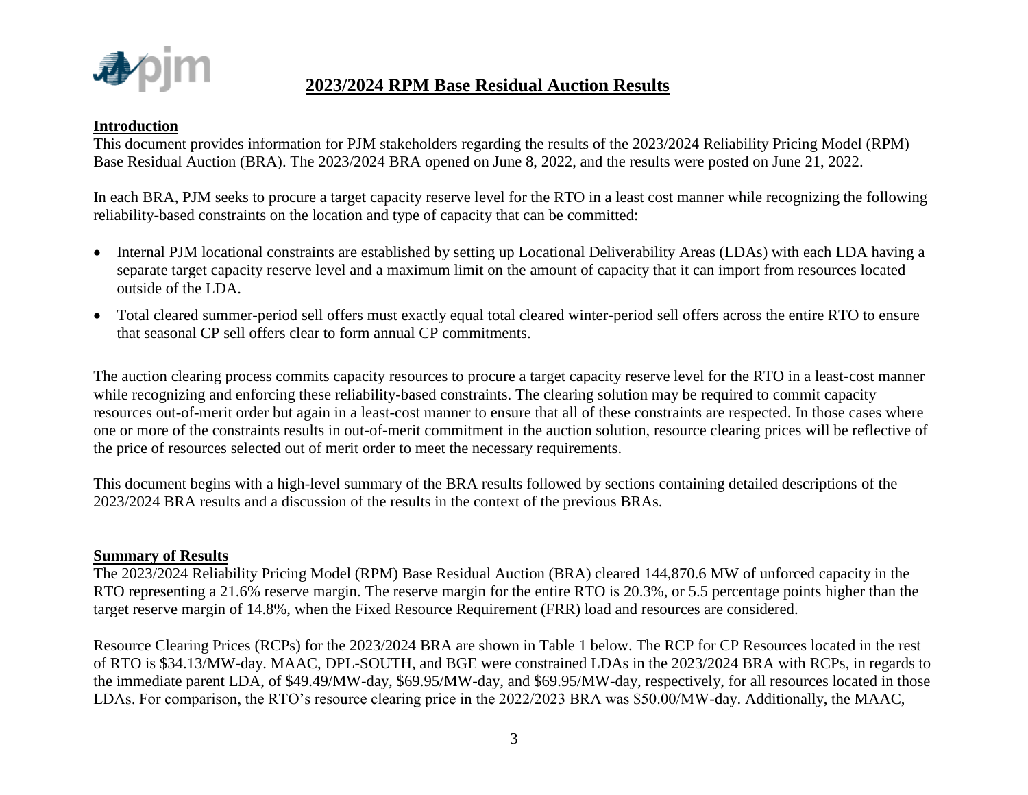# 2023/2024 RPM Base Residual Auction Results

## Introduction

This document provides information for PJM stakeholders regarding the results of the 2023/2024 Reliability Pricing Model (RPM) Base Residual Auction (BRA). The 2023/2024 BRA opened on June 8, 2022, and the results were posted on June 21, 2022.

In each BRA, PJM seeks to procure a target capacity reserve level for the RTO in a least cost manner while recognizing the following reliability-based constraints on the location and type of capacity that can be committed:

- Internal PJM locational constraints are established by setting up Locational Deliverability Areas (LDAs) with each LDA having a separate target capacity reserve level and a maximum limit on the amount of capacity that it can import from resources located outside of the LDA.
- Total cleared summer-period sell offers must exactly equal total cleared winter-period sell offers across the entire RTO to ensure that seasonal CP sell offers clear to form annual CP commitments.

The auction clearing process commits capacity resources to procure a target capacity reserve level for the RTO in a least-cost manner while recognizing and enforcing these reliability-based constraints. The clearing solution may be required to commit capacity resources out-of-merit order but again in a least-cost manner to ensure that all of these constraints are respected. In those cases where one or more of the constraints results in out-of-merit commitment in the auction solution, resource clearing prices will be reflective of the price of resources selected out of merit order to meet the necessary requirements.

This document begins with a high-level summary of the BRA results followed by sections containing detailed descriptions of the 2023/2024 BRA results and a discussion of the results in the context of the previous BRAs.

## Summary of Results

The 2023/2024 Reliability Pricing Model (RPM) Base Residual Auction (BRA) cleared 144,870.6 MW of unforced capacity in the RTO representing a 21.6% reserve margin. The reserve margin for the entire RTO is 20.3%, or 5.5 percentage points higher than the target reserve margin of 14.8%, when the Fixed Resource Requirement (FRR) load and resources are considered.

Resource Clearing Prices (RCPs) for the 2023/2024 BRA are shown in Table 1 below. The RCP for CP Resources located in the rest of RTO is $34.13/MW-day. MAAC, DPL-SOUTH, and BGE were constrained LDAs in the 2023/2024 BRA with RCPs, in regards to the immediate parent LDA, of $49.49/MW-day, $69.95/MW-day, and $69.95/MW-day, respectively, for all resources located in those LDAs. For comparison, the RTO's resource clearing price in the 2022/2023 BRA was $50.00/MW-day. Additionally, the MAAC,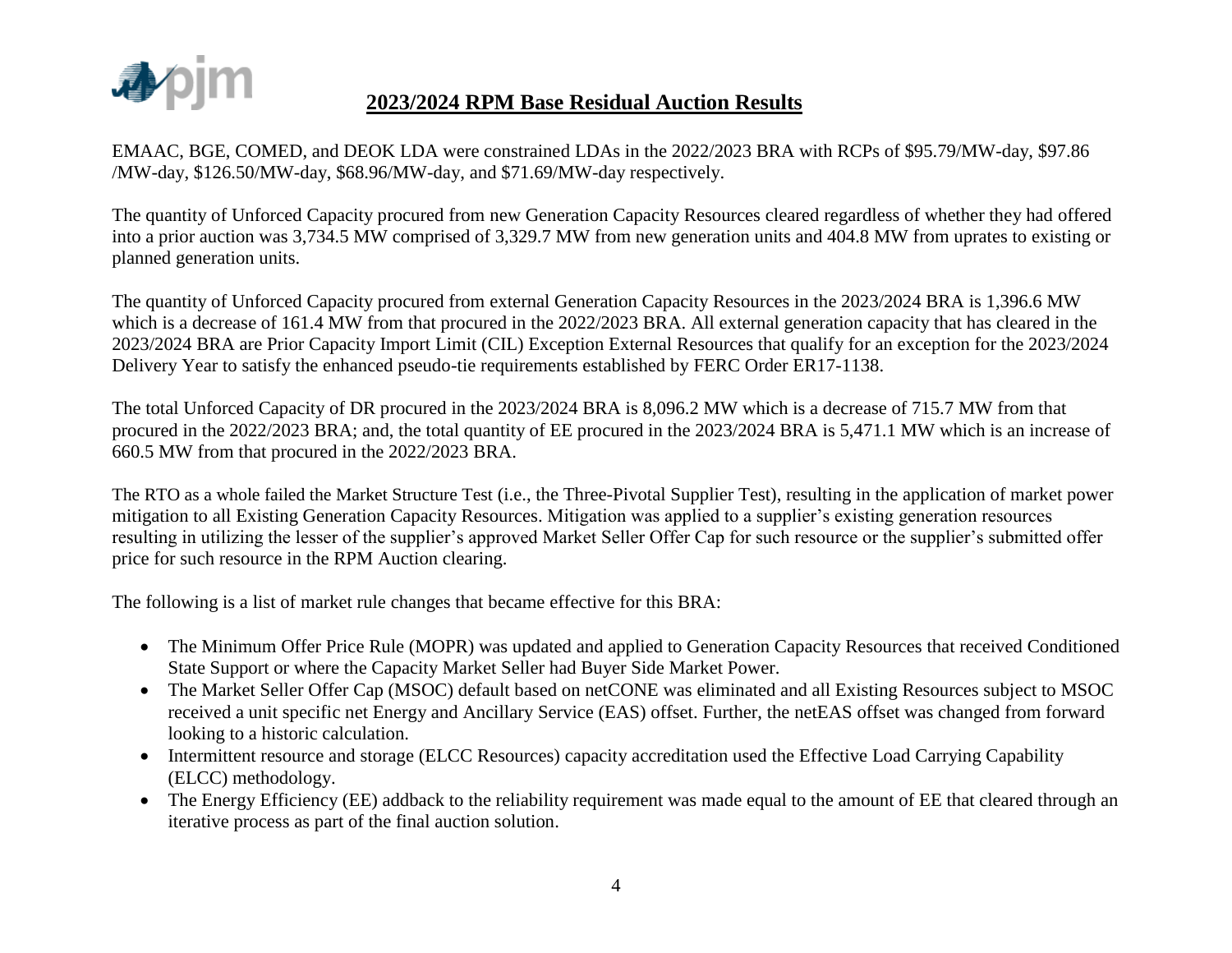## 2023/2024 RPM Base Residual Auction Results

EMAAC, BGE, COMED, and DEOK LDA were constrained LDAs in the 2022/2023 BRA with RCPs of $95.79/MW-day, $97.86 /MW-day, $126.50/MW-day, $68.96/MW-day, and $71.69/MW-day respectively.

The quantity of Unforced Capacity procured from new Generation Capacity Resources cleared regardless of whether they had offered into a prior auction was 3,734.5 MW comprised of 3,329.7 MW from new generation units and 404.8 MW from uprates to existing or planned generation units.

The quantity of Unforced Capacity procured from external Generation Capacity Resources in the 2023/2024 BRA is 1,396.6 MW which is a decrease of 161.4 MW from that procured in the 2022/2023 BRA. All external generation capacity that has cleared in the 2023/2024 BRA are Prior Capacity Import Limit (CIL) Exception External Resources that qualify for an exception for the 2023/2024 Delivery Year to satisfy the enhanced pseudo-tie requirements established by FERC Order ER17-1138.

The total Unforced Capacity of DR procured in the 2023/2024 BRA is 8,096.2 MW which is a decrease of 715.7 MW from that procured in the 2022/2023 BRA; and, the total quantity of EE procured in the 2023/2024 BRA is 5,471.1 MW which is an increase of 660.5 MW from that procured in the 2022/2023 BRA.

The RTO as a whole failed the Market Structure Test (i.e., the Three-Pivotal Supplier Test), resulting in the application of market power mitigation to all Existing Generation Capacity Resources. Mitigation was applied to a supplier's existing generation resources resulting in utilizing the lesser of the supplier's approved Market Seller Offer Cap for such resource or the supplier's submitted offer price for such resource in the RPM Auction clearing.

The following is a list of market rule changes that became effective for this BRA:

- The Minimum Offer Price Rule (MOPR) was updated and applied to Generation Capacity Resources that received Conditioned State Support or where the Capacity Market Seller had Buyer Side Market Power.
- The Market Seller Offer Cap (MSOC) default based on netCONE was eliminated and all Existing Resources subject to MSOC received a unit specific net Energy and Ancillary Service (EAS) offset. Further, the netEAS offset was changed from forward looking to a historic calculation.
- Intermittent resource and storage (ELCC Resources) capacity accreditation used the Effective Load Carrying Capability (ELCC) methodology.
- The Energy Efficiency (EE) addback to the reliability requirement was made equal to the amount of EE that cleared through an iterative process as part of the final auction solution.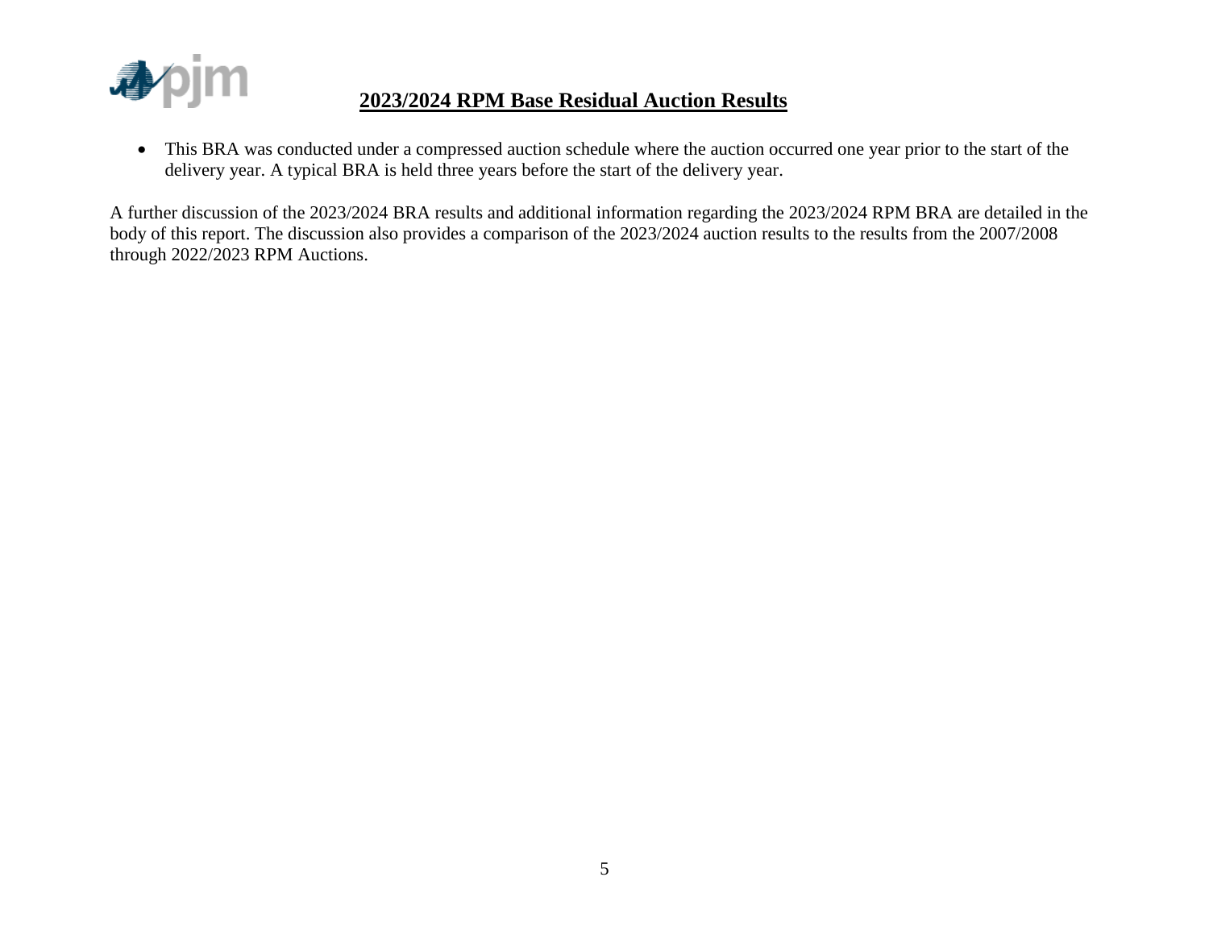## 2023/2024 RPM Base Residual Auction Results

- This BRA was conducted under a compressed auction schedule where the auction occurred one year prior to the start of the delivery year. A typical BRA is held three years before the start of the delivery year.

A further discussion of the 2023/2024 BRA results and additional information regarding the 2023/2024 RPM BRA are detailed in the body of this report. The discussion also provides a comparison of the 2023/2024 auction results to the results from the 2007/2008 through 2022/2023 RPM Auctions.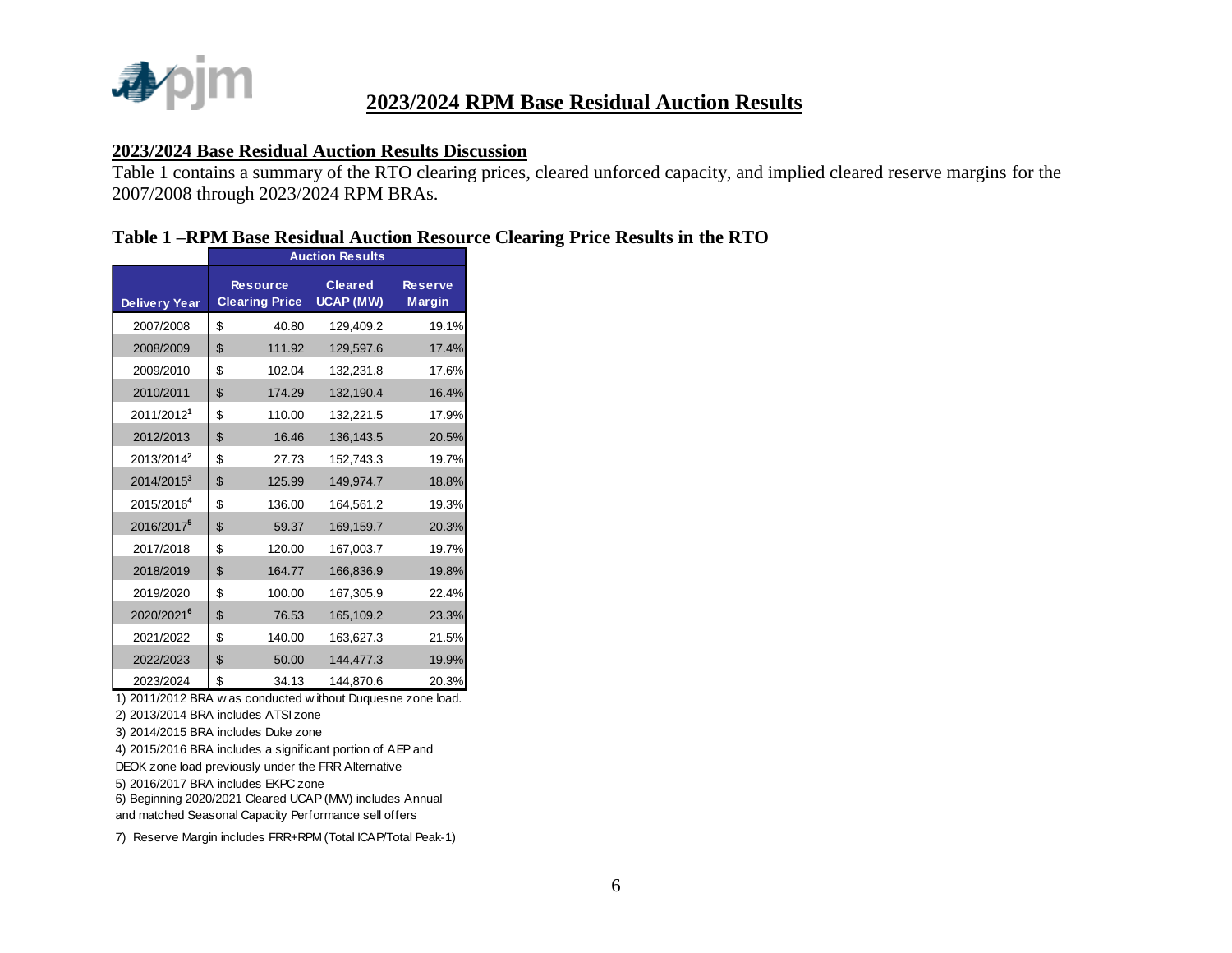# 2023/2024 RPM Base Residual Auction Results

## 2023/2024 Base Residual Auction Results Discussion

Table 1 contains a summary of the RTO clearing prices, cleared unforced capacity, and implied cleared reserve margins for the 2007/2008 through 2023/2024 RPM BRAs.

### Table 1 –RPM Base Residual Auction Resource Clearing Price Results in the RTO

| | Auction Results | | |
|---|---|---|---|
| Delivery Year | Resource Clearing Price | Cleared UCAP (MW) | Reserve Margin |
| 2007/2008 | $ 40.80 | 129,409.2 | 19.1% |
| 2008/2009 | $ 111.92 | 129,597.6 | 17.4% |
| 2009/2010 | $ 102.04 | 132,231.8 | 17.6% |
| 2010/2011 | $ 174.29 | 132,190.4 | 16.4% |
| 2011/2012[1] | $ 110.00 | 132,221.5 | 17.9% |
| 2012/2013 | $ 16.46 | 136,143.5 | 20.5% |
| 2013/2014[2] | $ 27.73 | 152,743.3 | 19.7% |
| 2014/2015[3] | $ 125.99 | 149,974.7 | 18.8% |
| 2015/2016[4] | $ 136.00 | 164,561.2 | 19.3% |
| 2016/2017[5] | $ 59.37 | 169,159.7 | 20.3% |
| 2017/2018 | $ 120.00 | 167,003.7 | 19.7% |
| 2018/2019 | $ 164.77 | 166,836.9 | 19.8% |
| 2019/2020 | $ 100.00 | 167,305.9 | 22.4% |
| 2020/2021[6] | $ 76.53 | 165,109.2 | 23.3% |
| 2021/2022 | $ 140.00 | 163,627.3 | 21.5% |
| 2022/2023 | $ 50.00 | 144,477.3 | 19.9% |
| 2023/2024 | $ 34.13 | 144,870.6 | 20.3% |

1) 2011/2012 BRA was conducted without Duquesne zone load.

2) 2013/2014 BRA includes ATSI zone

3) 2014/2015 BRA includes Duke zone

4) 2015/2016 BRA includes a significant portion of AEP and DEOK zone load previously under the FRR Alternative

5) 2016/2017 BRA includes EKPC zone

6) Beginning 2020/2021 Cleared UCAP (MW) includes Annual and matched Seasonal Capacity Performance sell offers

7) Reserve Margin includes FRR+RPM (Total ICAP/Total Peak-1)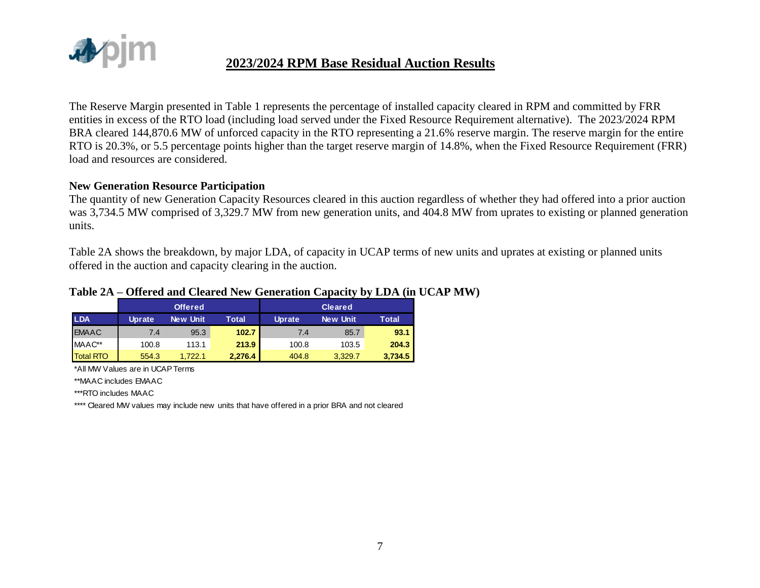## 2023/2024 RPM Base Residual Auction Results

The Reserve Margin presented in Table 1 represents the percentage of installed capacity cleared in RPM and committed by FRR entities in excess of the RTO load (including load served under the Fixed Resource Requirement alternative). The 2023/2024 RPM BRA cleared 144,870.6 MW of unforced capacity in the RTO representing a 21.6% reserve margin. The reserve margin for the entire RTO is 20.3%, or 5.5 percentage points higher than the target reserve margin of 14.8%, when the Fixed Resource Requirement (FRR) load and resources are considered.

**New Generation Resource Participation**

The quantity of new Generation Capacity Resources cleared in this auction regardless of whether they had offered into a prior auction was 3,734.5 MW comprised of 3,329.7 MW from new generation units, and 404.8 MW from uprates to existing or planned generation units.

Table 2A shows the breakdown, by major LDA, of capacity in UCAP terms of new units and uprates at existing or planned units offered in the auction and capacity clearing in the auction.

**Table 2A – Offered and Cleared New Generation Capacity by LDA (in UCAP MW)**

| | Offered | | | Cleared | | |
|---|---|---|---|---|---|---|
| LDA | Uprate | New Unit | Total | Uprate | New Unit | Total |
| EMAAC | 7.4 | 95.3 | 102.7 | 7.4 | 85.7 | 93.1 |
| MAAC** | 100.8 | 113.1 | 213.9 | 100.8 | 103.5 | 204.3 |
| Total RTO | 554.3 | 1,722.1 | 2,276.4 | 404.8 | 3,329.7 | 3,734.5 |

*All MW Values are in UCAP Terms

**MAAC includes EMAAC

***RTO includes MAAC

**** Cleared MW values may include new units that have offered in a prior BRA and not cleared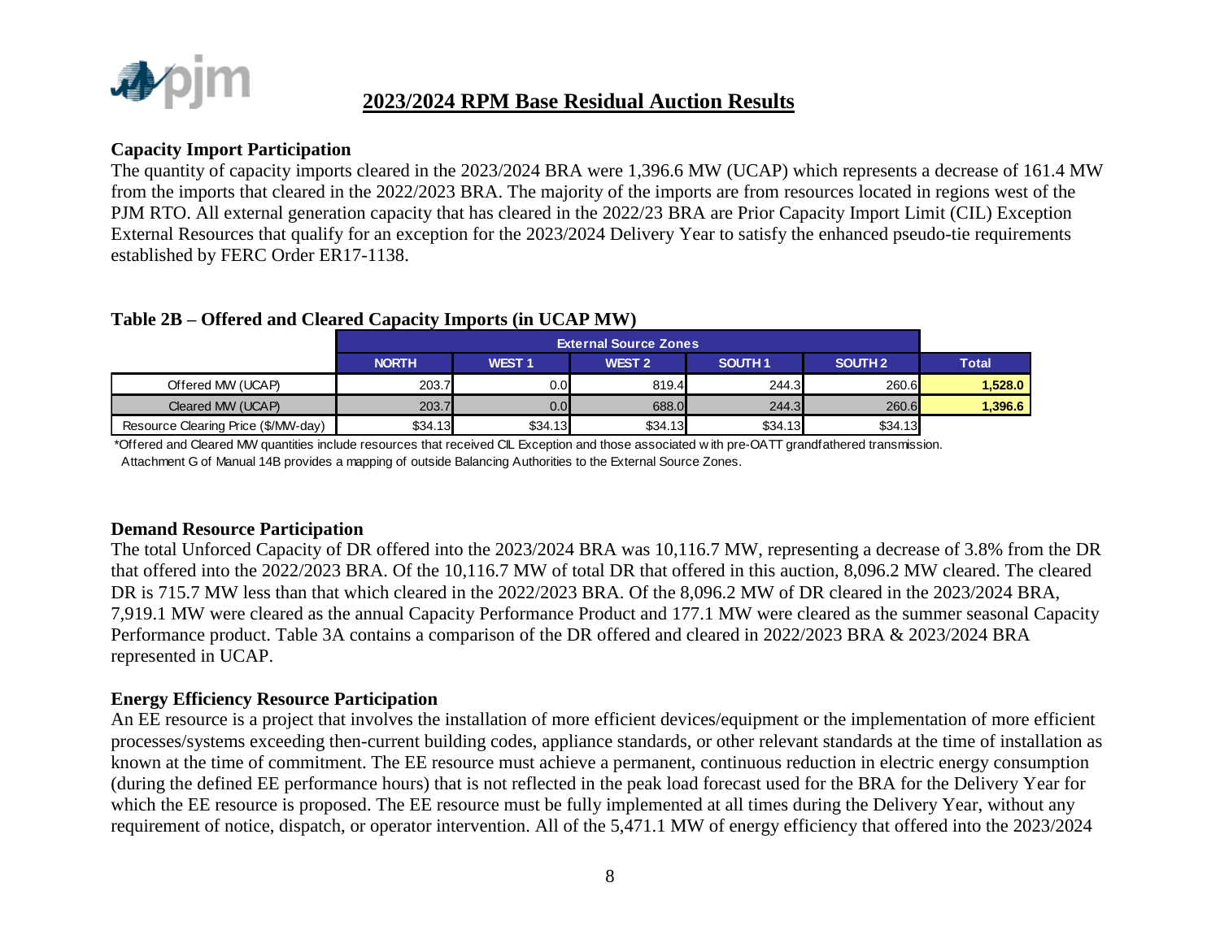## 2023/2024 RPM Base Residual Auction Results

### Capacity Import Participation

The quantity of capacity imports cleared in the 2023/2024 BRA were 1,396.6 MW (UCAP) which represents a decrease of 161.4 MW from the imports that cleared in the 2022/2023 BRA. The majority of the imports are from resources located in regions west of the PJM RTO. All external generation capacity that has cleared in the 2022/23 BRA are Prior Capacity Import Limit (CIL) Exception External Resources that qualify for an exception for the 2023/2024 Delivery Year to satisfy the enhanced pseudo-tie requirements established by FERC Order ER17-1138.

**Table 2B – Offered and Cleared Capacity Imports (in UCAP MW)**

| | External Source Zones | | | | | |
|---|---|---|---|---|---|---|
| | NORTH | WEST 1 | WEST 2 | SOUTH 1 | SOUTH 2 | Total |
| Offered MW (UCAP) | 203.7 | 0.0 | 819.4 | 244.3 | 260.6 | **1,528.0** |
| Cleared MW (UCAP) | 203.7 | 0.0 | 688.0 | 244.3 | 260.6 | **1,396.6** |
| Resource Clearing Price ($/MW-day) | $34.13 | $34.13 | $34.13 | $34.13 | $34.13 | |

*Offered and Cleared MW quantities include resources that received CIL Exception and those associated with pre-OATT grandfathered transmission.
Attachment G of Manual 14B provides a mapping of outside Balancing Authorities to the External Source Zones.

### Demand Resource Participation

The total Unforced Capacity of DR offered into the 2023/2024 BRA was 10,116.7 MW, representing a decrease of 3.8% from the DR that offered into the 2022/2023 BRA. Of the 10,116.7 MW of total DR that offered in this auction, 8,096.2 MW cleared. The cleared DR is 715.7 MW less than that which cleared in the 2022/2023 BRA. Of the 8,096.2 MW of DR cleared in the 2023/2024 BRA, 7,919.1 MW were cleared as the annual Capacity Performance Product and 177.1 MW were cleared as the summer seasonal Capacity Performance product. Table 3A contains a comparison of the DR offered and cleared in 2022/2023 BRA & 2023/2024 BRA represented in UCAP.

### Energy Efficiency Resource Participation

An EE resource is a project that involves the installation of more efficient devices/equipment or the implementation of more efficient processes/systems exceeding then-current building codes, appliance standards, or other relevant standards at the time of installation as known at the time of commitment. The EE resource must achieve a permanent, continuous reduction in electric energy consumption (during the defined EE performance hours) that is not reflected in the peak load forecast used for the BRA for the Delivery Year for which the EE resource is proposed. The EE resource must be fully implemented at all times during the Delivery Year, without any requirement of notice, dispatch, or operator intervention. All of the 5,471.1 MW of energy efficiency that offered into the 2023/2024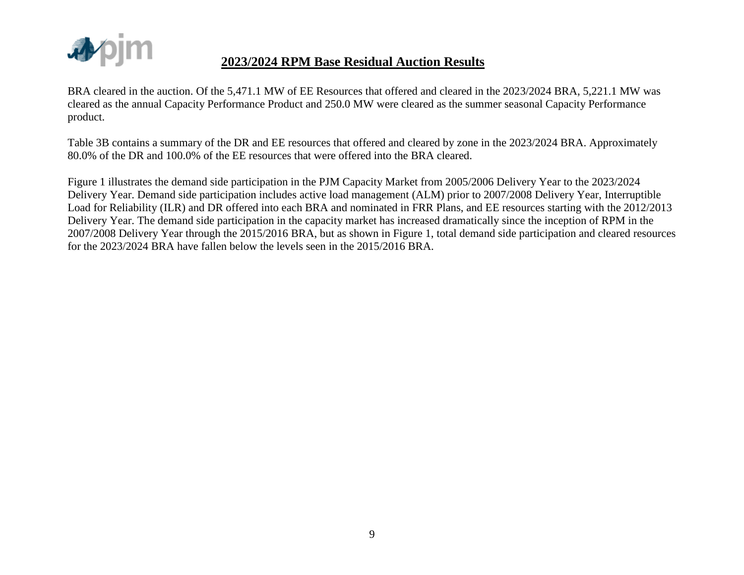BRA cleared in the auction. Of the 5,471.1 MW of EE Resources that offered and cleared in the 2023/2024 BRA, 5,221.1 MW was cleared as the annual Capacity Performance Product and 250.0 MW were cleared as the summer seasonal Capacity Performance product.

Table 3B contains a summary of the DR and EE resources that offered and cleared by zone in the 2023/2024 BRA. Approximately 80.0% of the DR and 100.0% of the EE resources that were offered into the BRA cleared.

Figure 1 illustrates the demand side participation in the PJM Capacity Market from 2005/2006 Delivery Year to the 2023/2024 Delivery Year. Demand side participation includes active load management (ALM) prior to 2007/2008 Delivery Year, Interruptible Load for Reliability (ILR) and DR offered into each BRA and nominated in FRR Plans, and EE resources starting with the 2012/2013 Delivery Year. The demand side participation in the capacity market has increased dramatically since the inception of RPM in the 2007/2008 Delivery Year through the 2015/2016 BRA, but as shown in Figure 1, total demand side participation and cleared resources for the 2023/2024 BRA have fallen below the levels seen in the 2015/2016 BRA.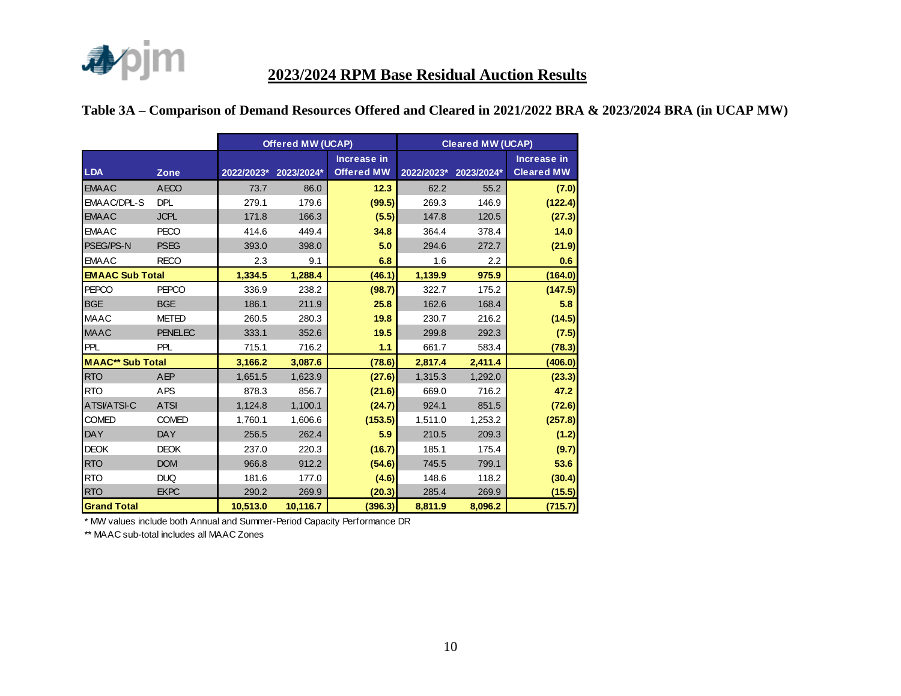# 2023/2024 RPM Base Residual Auction Results

## Table 3A – Comparison of Demand Resources Offered and Cleared in 2021/2022 BRA & 2023/2024 BRA (in UCAP MW)

| | | Offered MW (UCAP) | | | Cleared MW (UCAP) | | |
|---|---|---|---|---|---|---|---|
| LDA | Zone | 2022/2023* | 2023/2024* | Increase in Offered MW | 2022/2023* | 2023/2024* | Increase in Cleared MW |
| EMAAC | AECO | 73.7 | 86.0 | 12.3 | 62.2 | 55.2 | (7.0) |
| EMAAC/DPL-S | DPL | 279.1 | 179.6 | (99.5) | 269.3 | 146.9 | (122.4) |
| EMAAC | JCPL | 171.8 | 166.3 | (5.5) | 147.8 | 120.5 | (27.3) |
| EMAAC | PECO | 414.6 | 449.4 | 34.8 | 364.4 | 378.4 | 14.0 |
| PSEG/PS-N | PSEG | 393.0 | 398.0 | 5.0 | 294.6 | 272.7 | (21.9) |
| EMAAC | RECO | 2.3 | 9.1 | 6.8 | 1.6 | 2.2 | 0.6 |
| **EMAAC Sub Total** | | **1,334.5** | **1,288.4** | **(46.1)** | **1,139.9** | **975.9** | **(164.0)** |
| PEPCO | PEPCO | 336.9 | 238.2 | (98.7) | 322.7 | 175.2 | (147.5) |
| BGE | BGE | 186.1 | 211.9 | 25.8 | 162.6 | 168.4 | 5.8 |
| MAAC | METED | 260.5 | 280.3 | 19.8 | 230.7 | 216.2 | (14.5) |
| MAAC | PENELEC | 333.1 | 352.6 | 19.5 | 299.8 | 292.3 | (7.5) |
| PPL | PPL | 715.1 | 716.2 | 1.1 | 661.7 | 583.4 | (78.3) |
| **MAAC** Sub Total** | | **3,166.2** | **3,087.6** | **(78.6)** | **2,817.4** | **2,411.4** | **(406.0)** |
| RTO | AEP | 1,651.5 | 1,623.9 | (27.6) | 1,315.3 | 1,292.0 | (23.3) |
| RTO | APS | 878.3 | 856.7 | (21.6) | 669.0 | 716.2 | 47.2 |
| ATSI/ATSI-C | ATSI | 1,124.8 | 1,100.1 | (24.7) | 924.1 | 851.5 | (72.6) |
| COMED | COMED | 1,760.1 | 1,606.6 | (153.5) | 1,511.0 | 1,253.2 | (257.8) |
| DAY | DAY | 256.5 | 262.4 | 5.9 | 210.5 | 209.3 | (1.2) |
| DEOK | DEOK | 237.0 | 220.3 | (16.7) | 185.1 | 175.4 | (9.7) |
| RTO | DOM | 966.8 | 912.2 | (54.6) | 745.5 | 799.1 | 53.6 |
| RTO | DUQ | 181.6 | 177.0 | (4.6) | 148.6 | 118.2 | (30.4) |
| RTO | EKPC | 290.2 | 269.9 | (20.3) | 285.4 | 269.9 | (15.5) |
| **Grand Total** | | **10,513.0** | **10,116.7** | **(396.3)** | **8,811.9** | **8,096.2** | **(715.7)** |

* MW values include both Annual and Summer-Period Capacity Performance DR

** MAAC sub-total includes all MAAC Zones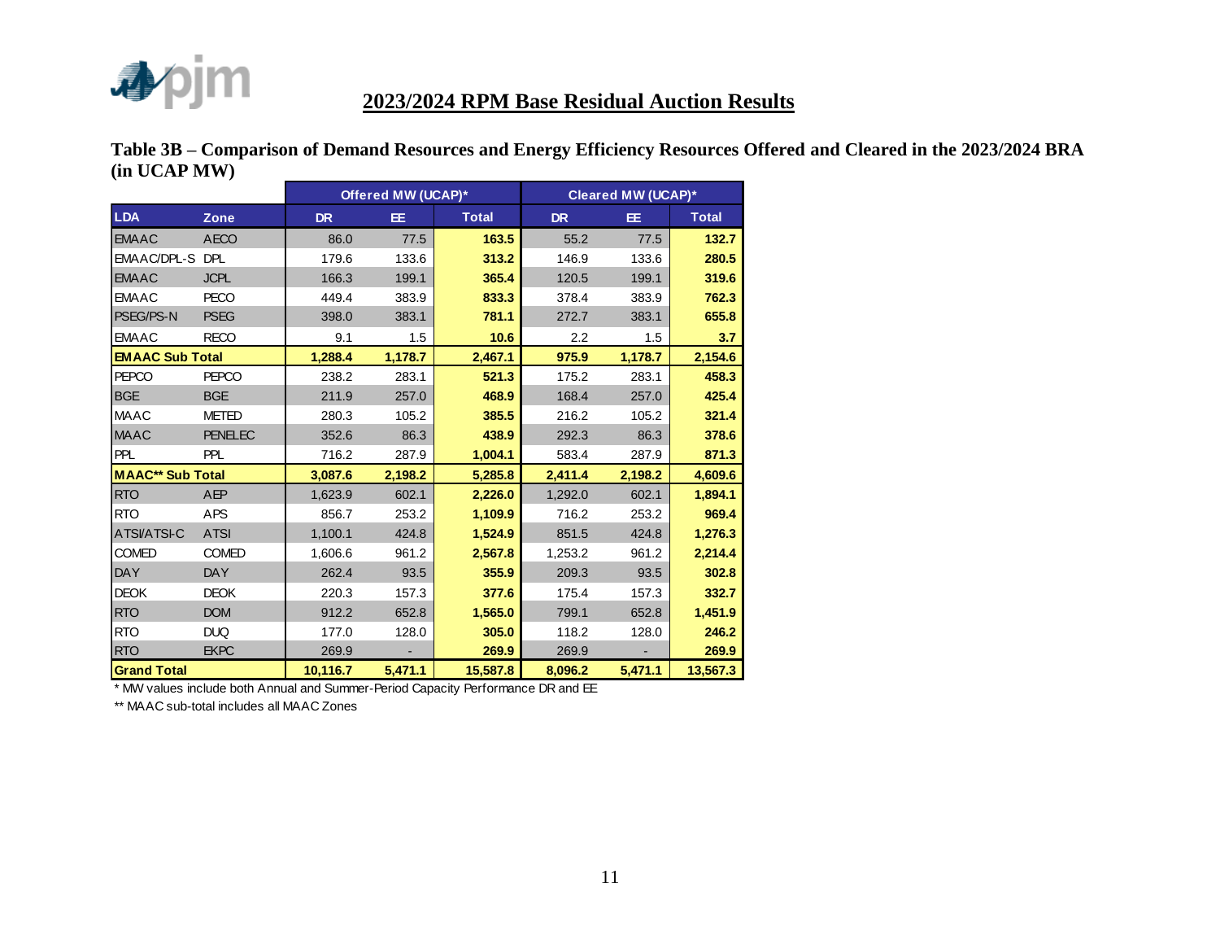## 2023/2024 RPM Base Residual Auction Results

**Table 3B – Comparison of Demand Resources and Energy Efficiency Resources Offered and Cleared in the 2023/2024 BRA (in UCAP MW)**

| | | Offered MW (UCAP)* | | | Cleared MW (UCAP)* | | |
|---|---|---|---|---|---|---|---|
| **LDA** | **Zone** | **DR** | **EE** | **Total** | **DR** | **EE** | **Total** |
| EMAAC | AECO | 86.0 | 77.5 | **163.5** | 55.2 | 77.5 | **132.7** |
| EMAAC/DPL-S | DPL | 179.6 | 133.6 | **313.2** | 146.9 | 133.6 | **280.5** |
| EMAAC | JCPL | 166.3 | 199.1 | **365.4** | 120.5 | 199.1 | **319.6** |
| EMAAC | PECO | 449.4 | 383.9 | **833.3** | 378.4 | 383.9 | **762.3** |
| PSEG/PS-N | PSEG | 398.0 | 383.1 | **781.1** | 272.7 | 383.1 | **655.8** |
| EMAAC | RECO | 9.1 | 1.5 | **10.6** | 2.2 | 1.5 | **3.7** |
| **EMAAC Sub Total** | | **1,288.4** | **1,178.7** | **2,467.1** | **975.9** | **1,178.7** | **2,154.6** |
| PEPCO | PEPCO | 238.2 | 283.1 | **521.3** | 175.2 | 283.1 | **458.3** |
| BGE | BGE | 211.9 | 257.0 | **468.9** | 168.4 | 257.0 | **425.4** |
| MAAC | METED | 280.3 | 105.2 | **385.5** | 216.2 | 105.2 | **321.4** |
| MAAC | PENELEC | 352.6 | 86.3 | **438.9** | 292.3 | 86.3 | **378.6** |
| PPL | PPL | 716.2 | 287.9 | **1,004.1** | 583.4 | 287.9 | **871.3** |
| **MAAC** Sub Total** | | **3,087.6** | **2,198.2** | **5,285.8** | **2,411.4** | **2,198.2** | **4,609.6** |
| RTO | AEP | 1,623.9 | 602.1 | **2,226.0** | 1,292.0 | 602.1 | **1,894.1** |
| RTO | APS | 856.7 | 253.2 | **1,109.9** | 716.2 | 253.2 | **969.4** |
| ATSI/ATSI-C | ATSI | 1,100.1 | 424.8 | **1,524.9** | 851.5 | 424.8 | **1,276.3** |
| COMED | COMED | 1,606.6 | 961.2 | **2,567.8** | 1,253.2 | 961.2 | **2,214.4** |
| DAY | DAY | 262.4 | 93.5 | **355.9** | 209.3 | 93.5 | **302.8** |
| DEOK | DEOK | 220.3 | 157.3 | **377.6** | 175.4 | 157.3 | **332.7** |
| RTO | DOM | 912.2 | 652.8 | **1,565.0** | 799.1 | 652.8 | **1,451.9** |
| RTO | DUQ | 177.0 | 128.0 | **305.0** | 118.2 | 128.0 | **246.2** |
| RTO | EKPC | 269.9 | - | **269.9** | 269.9 | - | **269.9** |
| **Grand Total** | | **10,116.7** | **5,471.1** | **15,587.8** | **8,096.2** | **5,471.1** | **13,567.3** |

* MW values include both Annual and Summer-Period Capacity Performance DR and EE

** MAAC sub-total includes all MAAC Zones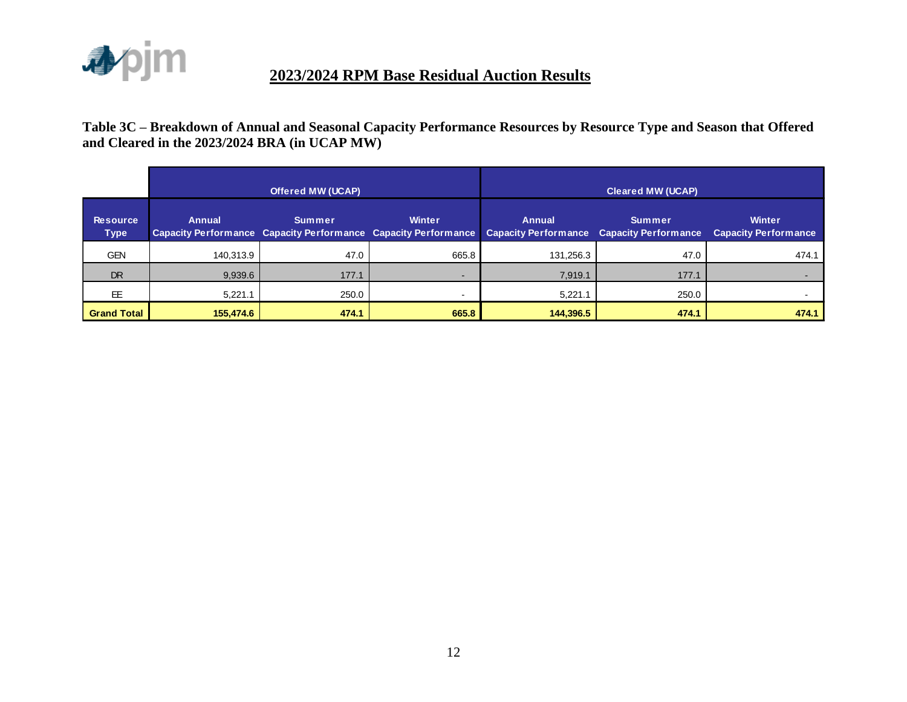## 2023/2024 RPM Base Residual Auction Results

**Table 3C – Breakdown of Annual and Seasonal Capacity Performance Resources by Resource Type and Season that Offered and Cleared in the 2023/2024 BRA (in UCAP MW)**

| | Offered MW (UCAP) | | | Cleared MW (UCAP) | | |
|---|---|---|---|---|---|---|
| Resource Type | Annual Capacity Performance | Summer Capacity Performance | Winter Capacity Performance | Annual Capacity Performance | Summer Capacity Performance | Winter Capacity Performance |
| GEN | 140,313.9 | 47.0 | 665.8 | 131,256.3 | 47.0 | 474.1 |
| DR | 9,939.6 | 177.1 | - | 7,919.1 | 177.1 | - |
| EE | 5,221.1 | 250.0 | - | 5,221.1 | 250.0 | - |
| **Grand Total** | **155,474.6** | **474.1** | **665.8** | **144,396.5** | **474.1** | **474.1** |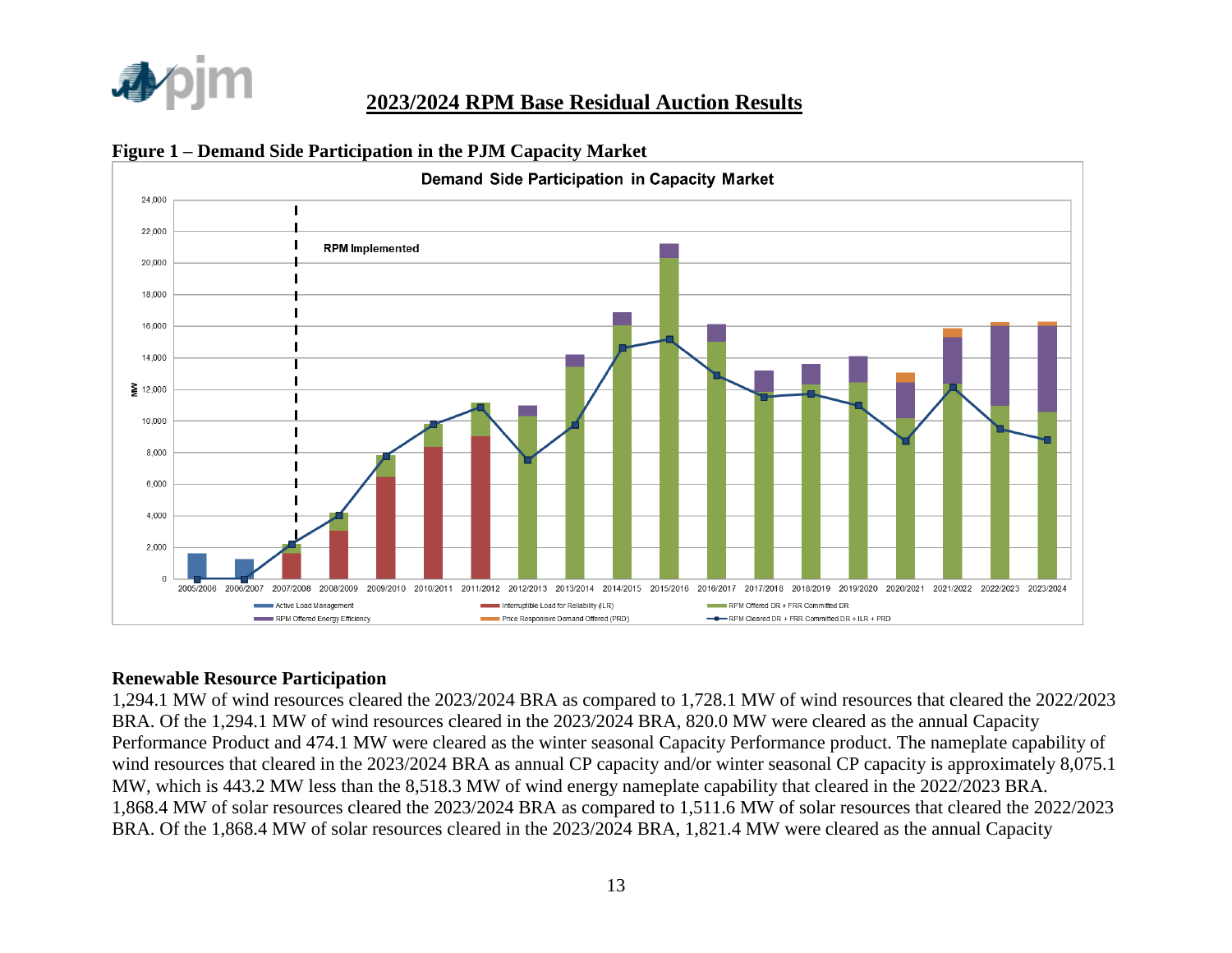## 2023/2024 RPM Base Residual Auction Results

**Figure 1 – Demand Side Participation in the PJM Capacity Market**

### Renewable Resource Participation

1,294.1 MW of wind resources cleared the 2023/2024 BRA as compared to 1,728.1 MW of wind resources that cleared the 2022/2023 BRA. Of the 1,294.1 MW of wind resources cleared in the 2023/2024 BRA, 820.0 MW were cleared as the annual Capacity Performance Product and 474.1 MW were cleared as the winter seasonal Capacity Performance product. The nameplate capability of wind resources that cleared in the 2023/2024 BRA as annual CP capacity and/or winter seasonal CP capacity is approximately 8,075.1 MW, which is 443.2 MW less than the 8,518.3 MW of wind energy nameplate capability that cleared in the 2022/2023 BRA. 1,868.4 MW of solar resources cleared the 2023/2024 BRA as compared to 1,511.6 MW of solar resources that cleared the 2022/2023 BRA. Of the 1,868.4 MW of solar resources cleared in the 2023/2024 BRA, 1,821.4 MW were cleared as the annual Capacity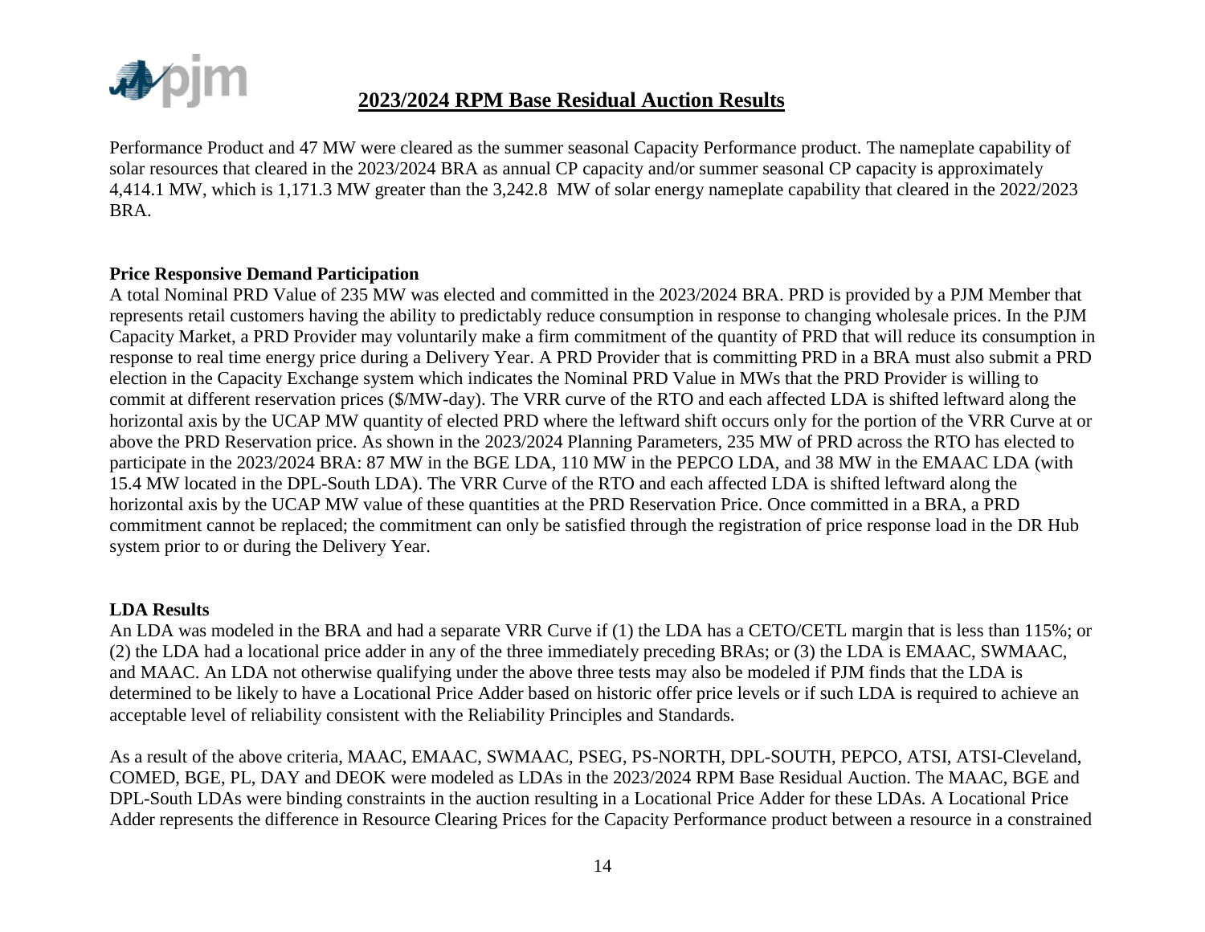Performance Product and 47 MW were cleared as the summer seasonal Capacity Performance product. The nameplate capability of solar resources that cleared in the 2023/2024 BRA as annual CP capacity and/or summer seasonal CP capacity is approximately 4,414.1 MW, which is 1,171.3 MW greater than the 3,242.8 MW of solar energy nameplate capability that cleared in the 2022/2023 BRA.

**Price Responsive Demand Participation**

A total Nominal PRD Value of 235 MW was elected and committed in the 2023/2024 BRA. PRD is provided by a PJM Member that represents retail customers having the ability to predictably reduce consumption in response to changing wholesale prices. In the PJM Capacity Market, a PRD Provider may voluntarily make a firm commitment of the quantity of PRD that will reduce its consumption in response to real time energy price during a Delivery Year. A PRD Provider that is committing PRD in a BRA must also submit a PRD election in the Capacity Exchange system which indicates the Nominal PRD Value in MWs that the PRD Provider is willing to commit at different reservation prices ($/MW-day). The VRR curve of the RTO and each affected LDA is shifted leftward along the horizontal axis by the UCAP MW quantity of elected PRD where the leftward shift occurs only for the portion of the VRR Curve at or above the PRD Reservation price. As shown in the 2023/2024 Planning Parameters, 235 MW of PRD across the RTO has elected to participate in the 2023/2024 BRA: 87 MW in the BGE LDA, 110 MW in the PEPCO LDA, and 38 MW in the EMAAC LDA (with 15.4 MW located in the DPL-South LDA). The VRR Curve of the RTO and each affected LDA is shifted leftward along the horizontal axis by the UCAP MW value of these quantities at the PRD Reservation Price. Once committed in a BRA, a PRD commitment cannot be replaced; the commitment can only be satisfied through the registration of price response load in the DR Hub system prior to or during the Delivery Year.

**LDA Results**

An LDA was modeled in the BRA and had a separate VRR Curve if (1) the LDA has a CETO/CETL margin that is less than 115%; or (2) the LDA had a locational price adder in any of the three immediately preceding BRAs; or (3) the LDA is EMAAC, SWMAAC, and MAAC. An LDA not otherwise qualifying under the above three tests may also be modeled if PJM finds that the LDA is determined to be likely to have a Locational Price Adder based on historic offer price levels or if such LDA is required to achieve an acceptable level of reliability consistent with the Reliability Principles and Standards.

As a result of the above criteria, MAAC, EMAAC, SWMAAC, PSEG, PS-NORTH, DPL-SOUTH, PEPCO, ATSI, ATSI-Cleveland, COMED, BGE, PL, DAY and DEOK were modeled as LDAs in the 2023/2024 RPM Base Residual Auction. The MAAC, BGE and DPL-South LDAs were binding constraints in the auction resulting in a Locational Price Adder for these LDAs. A Locational Price Adder represents the difference in Resource Clearing Prices for the Capacity Performance product between a resource in a constrained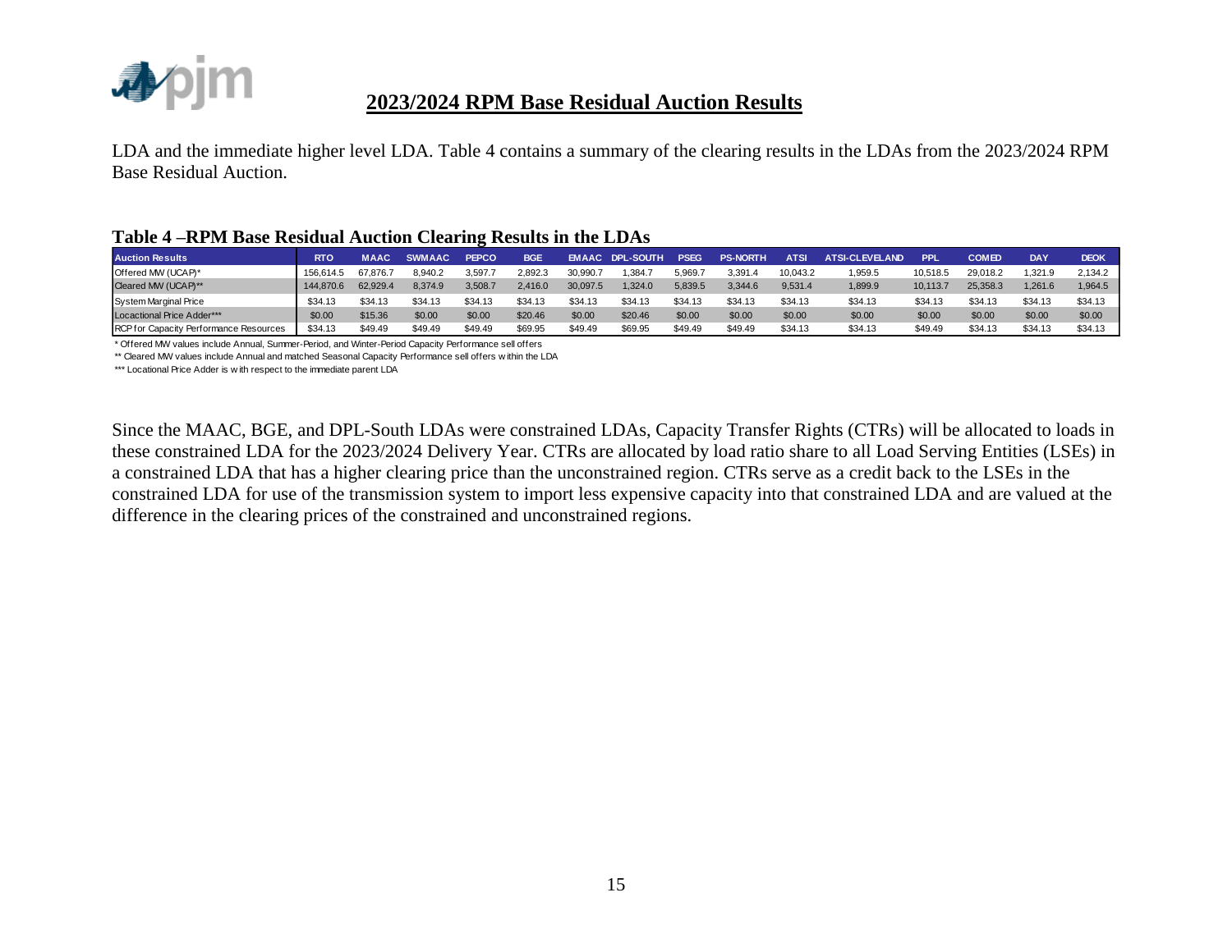## 2023/2024 RPM Base Residual Auction Results

LDA and the immediate higher level LDA. Table 4 contains a summary of the clearing results in the LDAs from the 2023/2024 RPM Base Residual Auction.

**Table 4 –RPM Base Residual Auction Clearing Results in the LDAs**

| Auction Results | RTO | MAAC | SWMAAC | PEPCO | BGE | EMAAC | DPL-SOUTH | PSEG | PS-NORTH | ATSI | ATSI-CLEVELAND | PPL | COMED | DAY | DEOK |
|---|---|---|---|---|---|---|---|---|---|---|---|---|---|---|---|
| Offered MW (UCAP)* | 156,614.5 | 67,876.7 | 8,940.2 | 3,597.7 | 2,892.3 | 30,990.7 | 1,384.7 | 5,969.7 | 3,391.4 | 10,043.2 | 1,959.5 | 10,518.5 | 29,018.2 | 1,321.9 | 2,134.2 |
| Cleared MW (UCAP)** | 144,870.6 | 62,929.4 | 8,374.9 | 3,508.7 | 2,416.0 | 30,097.5 | 1,324.0 | 5,839.5 | 3,344.6 | 9,531.4 | 1,899.9 | 10,113.7 | 25,358.3 | 1,261.6 | 1,964.5 |
| System Marginal Price | $34.13 | $34.13 | $34.13 | $34.13 | $34.13 | $34.13 | $34.13 | $34.13 | $34.13 | $34.13 | $34.13 | $34.13 | $34.13 | $34.13 | $34.13 |
| Locactional Price Adder*** | $0.00 | $15.36 | $0.00 | $0.00 | $20.46 | $0.00 | $20.46 | $0.00 | $0.00 | $0.00 | $0.00 | $0.00 | $0.00 | $0.00 | $0.00 |
| RCP for Capacity Performance Resources | $34.13 | $49.49 | $49.49 | $49.49 | $69.95 | $49.49 | $69.95 | $49.49 | $49.49 | $34.13 | $34.13 | $49.49 | $34.13 | $34.13 | $34.13 |

\* Offered MW values include Annual, Summer-Period, and Winter-Period Capacity Performance sell offers

\*\* Cleared MW values include Annual and matched Seasonal Capacity Performance sell offers within the LDA

\*\*\* Locational Price Adder is with respect to the immediate parent LDA

Since the MAAC, BGE, and DPL-South LDAs were constrained LDAs, Capacity Transfer Rights (CTRs) will be allocated to loads in these constrained LDA for the 2023/2024 Delivery Year. CTRs are allocated by load ratio share to all Load Serving Entities (LSEs) in a constrained LDA that has a higher clearing price than the unconstrained region. CTRs serve as a credit back to the LSEs in the constrained LDA for use of the transmission system to import less expensive capacity into that constrained LDA and are valued at the difference in the clearing prices of the constrained and unconstrained regions.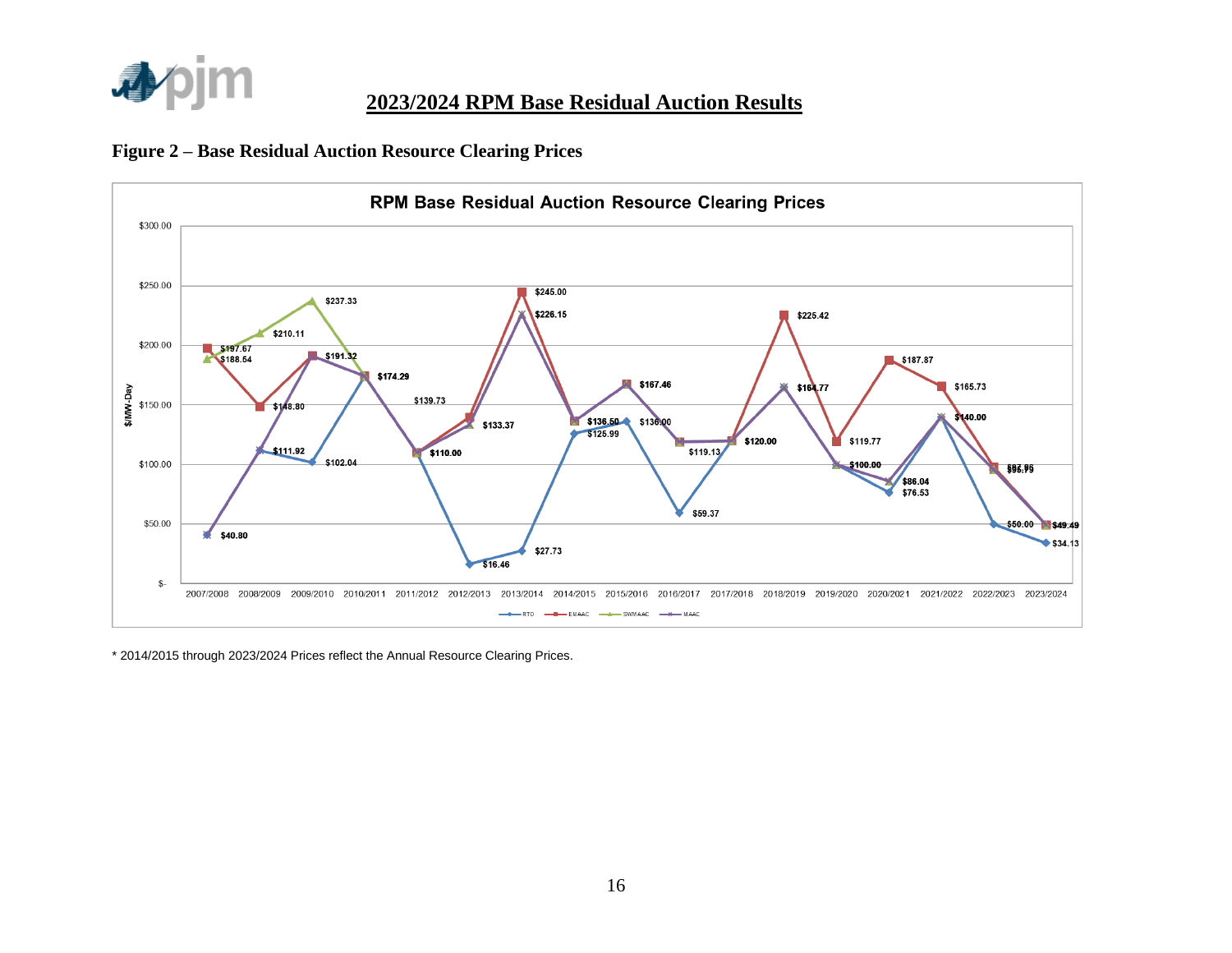## 2023/2024 RPM Base Residual Auction Results

### Figure 2 – Base Residual Auction Resource Clearing Prices

**RPM Base Residual Auction Resource Clearing Prices**

\* 2014/2015 through 2023/2024 Prices reflect the Annual Resource Clearing Prices.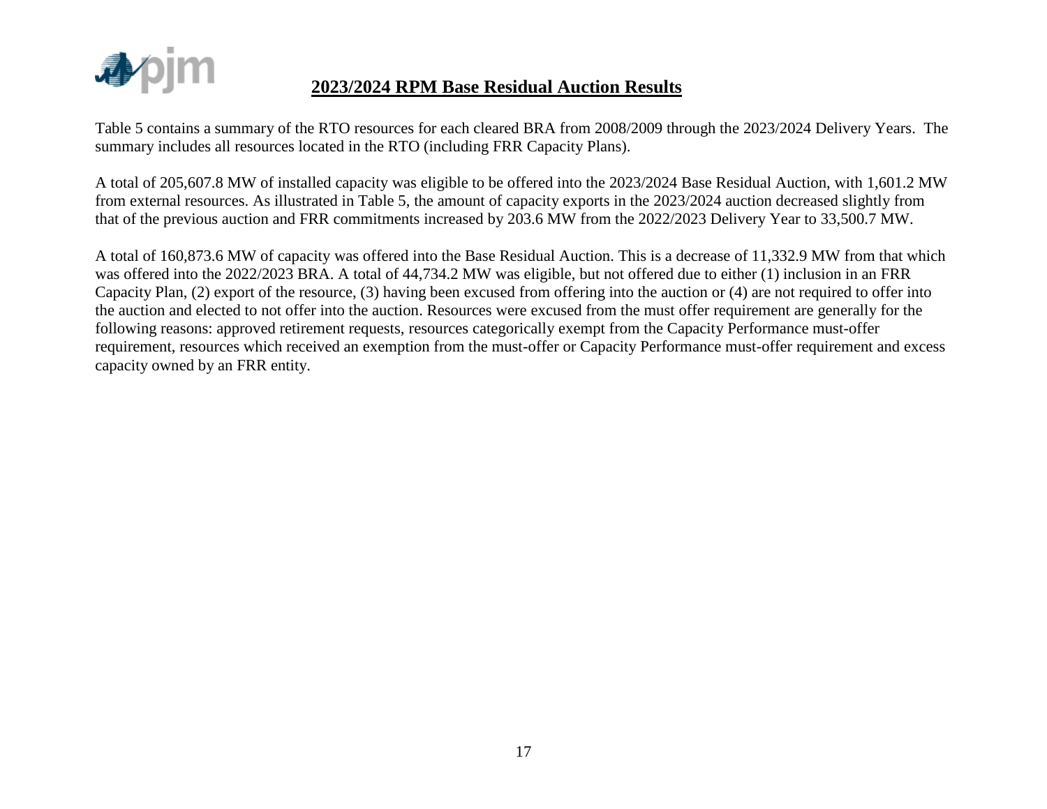## 2023/2024 RPM Base Residual Auction Results

Table 5 contains a summary of the RTO resources for each cleared BRA from 2008/2009 through the 2023/2024 Delivery Years. The summary includes all resources located in the RTO (including FRR Capacity Plans).

A total of 205,607.8 MW of installed capacity was eligible to be offered into the 2023/2024 Base Residual Auction, with 1,601.2 MW from external resources. As illustrated in Table 5, the amount of capacity exports in the 2023/2024 auction decreased slightly from that of the previous auction and FRR commitments increased by 203.6 MW from the 2022/2023 Delivery Year to 33,500.7 MW.

A total of 160,873.6 MW of capacity was offered into the Base Residual Auction. This is a decrease of 11,332.9 MW from that which was offered into the 2022/2023 BRA. A total of 44,734.2 MW was eligible, but not offered due to either (1) inclusion in an FRR Capacity Plan, (2) export of the resource, (3) having been excused from offering into the auction or (4) are not required to offer into the auction and elected to not offer into the auction. Resources were excused from the must offer requirement are generally for the following reasons: approved retirement requests, resources categorically exempt from the Capacity Performance must-offer requirement, resources which received an exemption from the must-offer or Capacity Performance must-offer requirement and excess capacity owned by an FRR entity.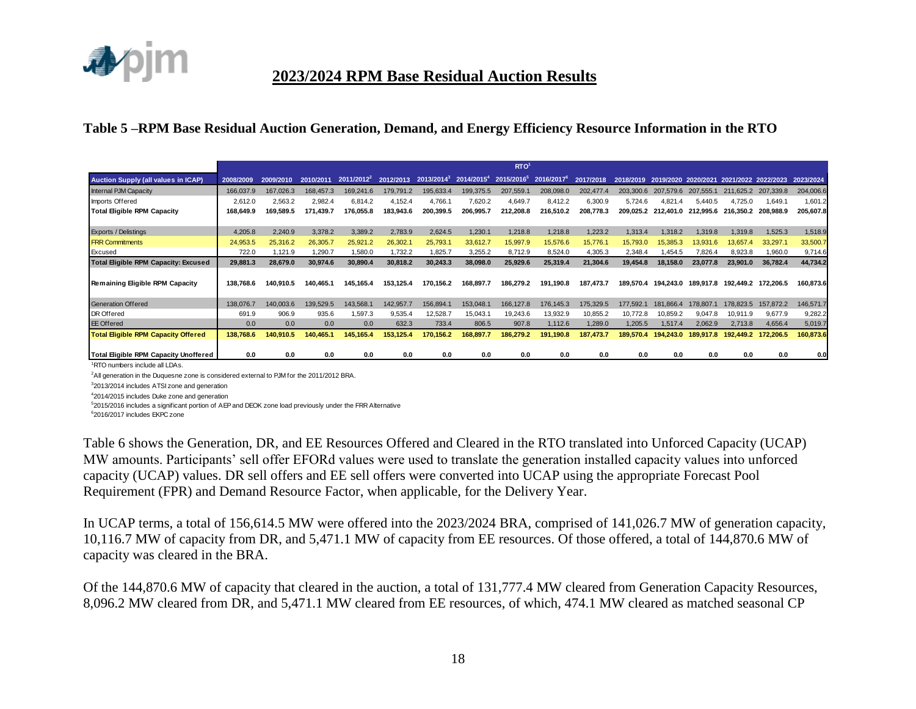## 2023/2024 RPM Base Residual Auction Results

### Table 5 –RPM Base Residual Auction Generation, Demand, and Energy Efficiency Resource Information in the RTO

| | RTO[1] | | | | | | | | | | | | | | | |
|---|---|---|---|---|---|---|---|---|---|---|---|---|---|---|---|---|
| **Auction Supply (all values in ICAP)** | 2008/2009 | 2009/2010 | 2010/2011 | 2011/2012[2] | 2012/2013 | 2013/2014[3] | 2014/2015[4] | 2015/2016[5] | 2016/2017[6] | 2017/2018 | 2018/2019 | 2019/2020 | 2020/2021 | 2021/2022 | 2022/2023 | 2023/2024 |
| Internal PJM Capacity | 166,037.9 | 167,026.3 | 168,457.3 | 169,241.6 | 179,791.2 | 195,633.4 | 199,375.5 | 207,559.1 | 208,098.0 | 202,477.4 | 203,300.6 | 207,579.6 | 207,555.1 | 211,625.2 | 207,339.8 | 204,006.6 |
| Imports Offered | 2,612.0 | 2,563.2 | 2,982.4 | 6,814.2 | 4,152.4 | 4,766.1 | 7,620.2 | 4,649.7 | 8,412.2 | 6,300.9 | 5,724.6 | 4,821.4 | 5,440.5 | 4,725.0 | 1,649.1 | 1,601.2 |
| **Total Eligible RPM Capacity** | **168,649.9** | **169,589.5** | **171,439.7** | **176,055.8** | **183,943.6** | **200,399.5** | **206,995.7** | **212,208.8** | **216,510.2** | **208,778.3** | **209,025.2** | **212,401.0** | **212,995.6** | **216,350.2** | **208,988.9** | **205,607.8** |
| Exports / Delistings | 4,205.8 | 2,240.9 | 3,378.2 | 3,389.2 | 2,783.9 | 2,624.5 | 1,230.1 | 1,218.8 | 1,218.8 | 1,223.2 | 1,313.4 | 1,318.2 | 1,319.8 | 1,319.8 | 1,525.3 | 1,518.9 |
| FRR Commitments | 24,953.5 | 25,316.2 | 26,305.7 | 25,921.2 | 26,302.1 | 25,793.1 | 33,612.7 | 15,997.9 | 15,576.6 | 15,776.1 | 15,793.0 | 15,385.3 | 13,931.6 | 13,657.4 | 33,297.1 | 33,500.7 |
| Excused | 722.0 | 1,121.9 | 1,290.7 | 1,580.0 | 1,732.2 | 1,825.7 | 3,255.2 | 8,712.9 | 8,524.0 | 4,305.3 | 2,348.4 | 1,454.5 | 7,826.4 | 8,923.8 | 1,960.0 | 9,714.6 |
| **Total Eligible RPM Capacity: Excused** | **29,881.3** | **28,679.0** | **30,974.6** | **30,890.4** | **30,818.2** | **30,243.3** | **38,098.0** | **25,929.6** | **25,319.4** | **21,304.6** | **19,454.8** | **18,158.0** | **23,077.8** | **23,901.0** | **36,782.4** | **44,734.2** |
| **Remaining Eligible RPM Capacity** | **138,768.6** | **140,910.5** | **140,465.1** | **145,165.4** | **153,125.4** | **170,156.2** | **168,897.7** | **186,279.2** | **191,190.8** | **187,473.7** | **189,570.4** | **194,243.0** | **189,917.8** | **192,449.2** | **172,206.5** | **160,873.6** |
| Generation Offered | 138,076.7 | 140,003.6 | 139,529.5 | 143,568.1 | 142,957.7 | 156,894.1 | 153,048.1 | 166,127.8 | 176,145.3 | 175,329.5 | 177,592.1 | 181,866.4 | 178,807.1 | 178,823.5 | 157,872.2 | 146,571.7 |
| DR Offered | 691.9 | 906.9 | 935.6 | 1,597.3 | 9,535.4 | 12,528.7 | 15,043.1 | 19,243.6 | 13,932.9 | 10,855.2 | 10,772.8 | 10,859.2 | 9,047.8 | 10,911.9 | 9,677.9 | 9,282.2 |
| EE Offered | 0.0 | 0.0 | 0.0 | 0.0 | 632.3 | 733.4 | 806.5 | 907.8 | 1,112.6 | 1,289.0 | 1,205.5 | 1,517.4 | 2,062.9 | 2,713.8 | 4,656.4 | 5,019.7 |
| **Total Eligible RPM Capacity Offered** | **138,768.6** | **140,910.5** | **140,465.1** | **145,165.4** | **153,125.4** | **170,156.2** | **168,897.7** | **186,279.2** | **191,190.8** | **187,473.7** | **189,570.4** | **194,243.0** | **189,917.8** | **192,449.2** | **172,206.5** | **160,873.6** |
| **Total Eligible RPM Capacity Unoffered** | **0.0** | **0.0** | **0.0** | **0.0** | **0.0** | **0.0** | **0.0** | **0.0** | **0.0** | **0.0** | **0.0** | **0.0** | **0.0** | **0.0** | **0.0** | **0.0** |

[1]RTO numbers include all LDAs.

[2]All generation in the Duquesne zone is considered external to PJM for the 2011/2012 BRA.

[3]2013/2014 includes ATSI zone and generation

[4]2014/2015 includes Duke zone and generation

[5]2015/2016 includes a significant portion of AEP and DEOK zone load previously under the FRR Alternative

[6]2016/2017 includes EKPC zone

Table 6 shows the Generation, DR, and EE Resources Offered and Cleared in the RTO translated into Unforced Capacity (UCAP) MW amounts. Participants' sell offer EFORd values were used to translate the generation installed capacity values into unforced capacity (UCAP) values. DR sell offers and EE sell offers were converted into UCAP using the appropriate Forecast Pool Requirement (FPR) and Demand Resource Factor, when applicable, for the Delivery Year.

In UCAP terms, a total of 156,614.5 MW were offered into the 2023/2024 BRA, comprised of 141,026.7 MW of generation capacity, 10,116.7 MW of capacity from DR, and 5,471.1 MW of capacity from EE resources. Of those offered, a total of 144,870.6 MW of capacity was cleared in the BRA.

Of the 144,870.6 MW of capacity that cleared in the auction, a total of 131,777.4 MW cleared from Generation Capacity Resources, 8,096.2 MW cleared from DR, and 5,471.1 MW cleared from EE resources, of which, 474.1 MW cleared as matched seasonal CP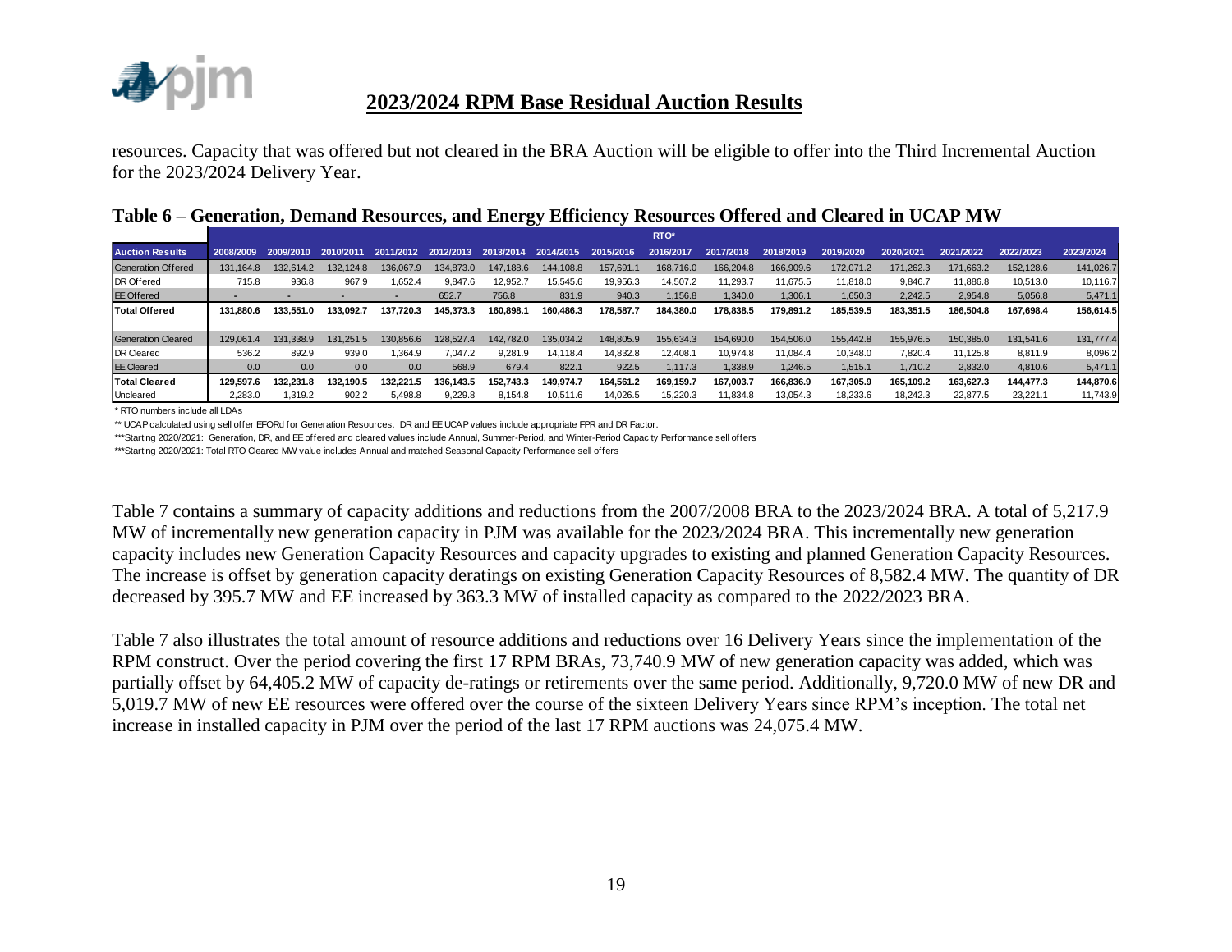## 2023/2024 RPM Base Residual Auction Results

resources. Capacity that was offered but not cleared in the BRA Auction will be eligible to offer into the Third Incremental Auction for the 2023/2024 Delivery Year.

**Table 6 – Generation, Demand Resources, and Energy Efficiency Resources Offered and Cleared in UCAP MW**

| | RTO* | | | | | | | | | | | | | | | |
|---|---|---|---|---|---|---|---|---|---|---|---|---|---|---|---|---|
| **Auction Results** | 2008/2009 | 2009/2010 | 2010/2011 | 2011/2012 | 2012/2013 | 2013/2014 | 2014/2015 | 2015/2016 | 2016/2017 | 2017/2018 | 2018/2019 | 2019/2020 | 2020/2021 | 2021/2022 | 2022/2023 | 2023/2024 |
| Generation Offered | 131,164.8 | 132,614.2 | 132,124.8 | 136,067.9 | 134,873.0 | 147,188.6 | 144,108.8 | 157,691.1 | 168,716.0 | 166,204.8 | 166,909.6 | 172,071.2 | 171,262.3 | 171,663.2 | 152,128.6 | 141,026.7 |
| DR Offered | 715.8 | 936.8 | 967.9 | 1,652.4 | 9,847.6 | 12,952.7 | 15,545.6 | 19,956.3 | 14,507.2 | 11,293.7 | 11,675.5 | 11,818.0 | 9,846.7 | 11,886.8 | 10,513.0 | 10,116.7 |
| EE Offered | - | - | - | - | 652.7 | 756.8 | 831.9 | 940.3 | 1,156.8 | 1,340.0 | 1,306.1 | 1,650.3 | 2,242.5 | 2,954.8 | 5,056.8 | 5,471.1 |
| **Total Offered** | **131,880.6** | **133,551.0** | **133,092.7** | **137,720.3** | **145,373.3** | **160,898.1** | **160,486.3** | **178,587.7** | **184,380.0** | **178,838.5** | **179,891.2** | **185,539.5** | **183,351.5** | **186,504.8** | **167,698.4** | **156,614.5** |
| Generation Cleared | 129,061.4 | 131,338.9 | 131,251.5 | 130,856.6 | 128,527.4 | 142,782.0 | 135,034.2 | 148,805.9 | 155,634.3 | 154,690.0 | 154,506.0 | 155,442.8 | 155,976.5 | 150,385.0 | 131,541.6 | 131,777.4 |
| DR Cleared | 536.2 | 892.9 | 939.0 | 1,364.9 | 7,047.2 | 9,281.9 | 14,118.4 | 14,832.8 | 12,408.1 | 10,974.8 | 11,084.4 | 10,348.0 | 7,820.4 | 11,125.8 | 8,811.9 | 8,096.2 |
| EE Cleared | 0.0 | 0.0 | 0.0 | 0.0 | 568.9 | 679.4 | 822.1 | 922.5 | 1,117.3 | 1,338.9 | 1,246.5 | 1,515.1 | 1,710.2 | 2,832.0 | 4,810.6 | 5,471.1 |
| **Total Cleared** | **129,597.6** | **132,231.8** | **132,190.5** | **132,221.5** | **136,143.5** | **152,743.3** | **149,974.7** | **164,561.2** | **169,159.7** | **167,003.7** | **166,836.9** | **167,305.9** | **165,109.2** | **163,627.3** | **144,477.3** | **144,870.6** |
| Uncleared | 2,283.0 | 1,319.2 | 902.2 | 5,498.8 | 9,229.8 | 8,154.8 | 10,511.6 | 14,026.5 | 15,220.3 | 11,834.8 | 13,054.3 | 18,233.6 | 18,242.3 | 22,877.5 | 23,221.1 | 11,743.9 |

\* RTO numbers include all LDAs

** UCAP calculated using sell offer EFORd for Generation Resources. DR and EE UCAP values include appropriate FPR and DR Factor.

***Starting 2020/2021: Generation, DR, and EE offered and cleared values include Annual, Summer-Period, and Winter-Period Capacity Performance sell offers

***Starting 2020/2021: Total RTO Cleared MW value includes Annual and matched Seasonal Capacity Performance sell offers

Table 7 contains a summary of capacity additions and reductions from the 2007/2008 BRA to the 2023/2024 BRA. A total of 5,217.9 MW of incrementally new generation capacity in PJM was available for the 2023/2024 BRA. This incrementally new generation capacity includes new Generation Capacity Resources and capacity upgrades to existing and planned Generation Capacity Resources. The increase is offset by generation capacity deratings on existing Generation Capacity Resources of 8,582.4 MW. The quantity of DR decreased by 395.7 MW and EE increased by 363.3 MW of installed capacity as compared to the 2022/2023 BRA.

Table 7 also illustrates the total amount of resource additions and reductions over 16 Delivery Years since the implementation of the RPM construct. Over the period covering the first 17 RPM BRAs, 73,740.9 MW of new generation capacity was added, which was partially offset by 64,405.2 MW of capacity de-ratings or retirements over the same period. Additionally, 9,720.0 MW of new DR and 5,019.7 MW of new EE resources were offered over the course of the sixteen Delivery Years since RPM's inception. The total net increase in installed capacity in PJM over the period of the last 17 RPM auctions was 24,075.4 MW.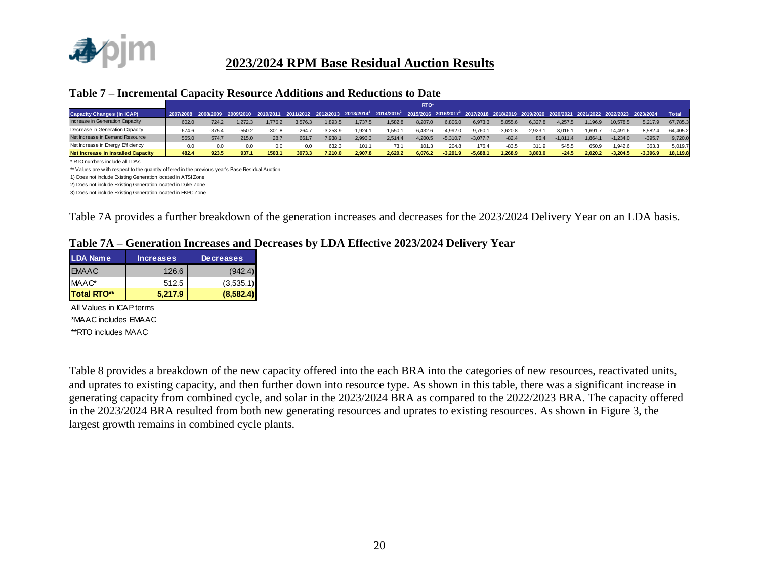## 2023/2024 RPM Base Residual Auction Results

### Table 7 – Incremental Capacity Resource Additions and Reductions to Date

| | RTO* | | | | | | | | | | | | | | | | | | |
|---|---|---|---|---|---|---|---|---|---|---|---|---|---|---|---|---|---|---|---|
| Capacity Changes (in ICAP) | 2007/2008 | 2008/2009 | 2009/2010 | 2010/2011 | 2011/2012 | 2012/2013 | 2013/2014[1] | 2014/2015[2] | 2015/2016 | 2016/2017[3] | 2017/2018 | 2018/2019 | 2019/2020 | 2020/2021 | 2021/2022 | 2022/2023 | 2023/2024 | Total |
| Increase in Generation Capacity | 602.0 | 724.2 | 1,272.3 | 1,776.2 | 3,576.3 | 1,893.5 | 1,737.5 | 1,582.8 | 8,207.0 | 6,806.0 | 6,973.3 | 5,055.6 | 6,327.8 | 4,257.5 | 1,196.9 | 10,578.5 | 5,217.9 | 67,785.3 |
| Decrease in Generation Capacity | -674.6 | -375.4 | -550.2 | -301.8 | -264.7 | -3,253.9 | -1,924.1 | -1,550.1 | -6,432.6 | -4,992.0 | -9,760.1 | -3,620.8 | -2,923.1 | -3,016.1 | -1,691.7 | -14,491.6 | -8,582.4 | -64,405.2 |
| Net Increase in Demand Resource | 555.0 | 574.7 | 215.0 | 28.7 | 661.7 | 7,938.1 | 2,993.3 | 2,514.4 | 4,200.5 | -5,310.7 | -3,077.7 | -82.4 | 86.4 | -1,811.4 | 1,864.1 | -1,234.0 | -395.7 | 9,720.0 |
| Net Increase in Energy Efficiency | 0.0 | 0.0 | 0.0 | 0.0 | 0.0 | 632.3 | 101.1 | 73.1 | 101.3 | 204.8 | 176.4 | -83.5 | 311.9 | 545.5 | 650.9 | 1,942.6 | 363.3 | 5,019.7 |
| **Net Increase in Installed Capacity** | **482.4** | **923.5** | **937.1** | **1503.1** | **3973.3** | **7,210.0** | **2,907.8** | **2,620.2** | **6,076.2** | **-3,291.9** | **-5,688.1** | **1,268.9** | **3,803.0** | **-24.5** | **2,020.2** | **-3,204.5** | **-3,396.9** | **18,119.8** |

\* RTO numbers include all LDAs

** Values are with respect to the quantity offered in the previous year's Base Residual Auction.

1) Does not include Existing Generation located in ATSI Zone

2) Does not include Existing Generation located in Duke Zone

3) Does not include Existing Generation located in EKPC Zone

Table 7A provides a further breakdown of the generation increases and decreases for the 2023/2024 Delivery Year on an LDA basis.

### Table 7A – Generation Increases and Decreases by LDA Effective 2023/2024 Delivery Year

| LDA Name | Increases | Decreases |
|---|---|---|
| EMAAC | 126.6 | (942.4) |
| MAAC* | 512.5 | (3,535.1) |
| **Total RTO**** | **5,217.9** | **(8,582.4)** |

All Values in ICAP terms

*MAAC includes EMAAC

**RTO includes MAAC

Table 8 provides a breakdown of the new capacity offered into the each BRA into the categories of new resources, reactivated units, and uprates to existing capacity, and then further down into resource type. As shown in this table, there was a significant increase in generating capacity from combined cycle, and solar in the 2023/2024 BRA as compared to the 2022/2023 BRA. The capacity offered in the 2023/2024 BRA resulted from both new generating resources and uprates to existing resources. As shown in Figure 3, the largest growth remains in combined cycle plants.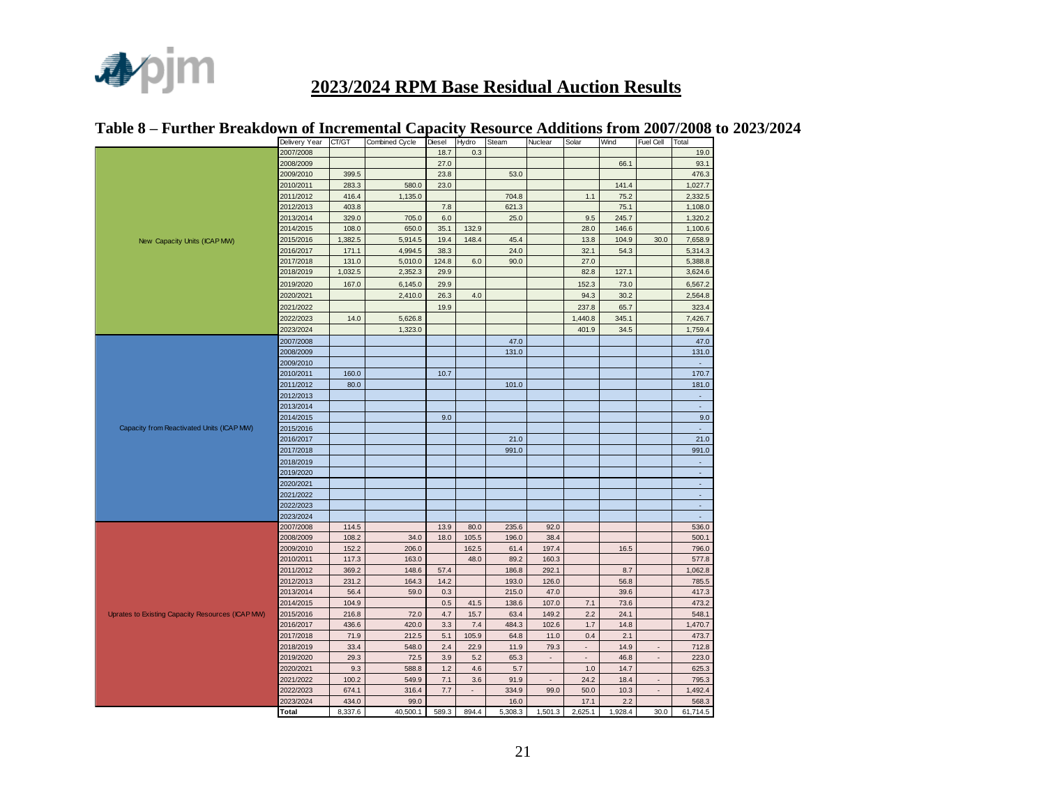## 2023/2024 RPM Base Residual Auction Results

### Table 8 – Further Breakdown of Incremental Capacity Resource Additions from 2007/2008 to 2023/2024

| | Delivery Year | CT/GT | Combined Cycle | Diesel | Hydro | Steam | Nuclear | Solar | Wind | Fuel Cell | Total |
|---|---|---|---|---|---|---|---|---|---|---|---|
| New Capacity Units (ICAP MW) | 2007/2008 | | | 18.7 | 0.3 | | | | | | 19.0 |
| | 2008/2009 | | | 27.0 | | | | | 66.1 | | 93.1 |
| | 2009/2010 | 399.5 | | 23.8 | | 53.0 | | | | | 476.3 |
| | 2010/2011 | 283.3 | 580.0 | 23.0 | | | | | 141.4 | | 1,027.7 |
| | 2011/2012 | 416.4 | 1,135.0 | | | 704.8 | | 1.1 | 75.2 | | 2,332.5 |
| | 2012/2013 | 403.8 | | 7.8 | | 621.3 | | | 75.1 | | 1,108.0 |
| | 2013/2014 | 329.0 | 705.0 | 6.0 | | 25.0 | | 9.5 | 245.7 | | 1,320.2 |
| | 2014/2015 | 108.0 | 650.0 | 35.1 | 132.9 | | | 28.0 | 146.6 | | 1,100.6 |
| | 2015/2016 | 1,382.5 | 5,914.5 | 19.4 | 148.4 | 45.4 | | 13.8 | 104.9 | 30.0 | 7,658.9 |
| | 2016/2017 | 171.1 | 4,994.5 | 38.3 | | 24.0 | | 32.1 | 54.3 | | 5,314.3 |
| | 2017/2018 | 131.0 | 5,010.0 | 124.8 | 6.0 | 90.0 | | 27.0 | | | 5,388.8 |
| | 2018/2019 | 1,032.5 | 2,352.3 | 29.9 | | | | 82.8 | 127.1 | | 3,624.6 |
| | 2019/2020 | 167.0 | 6,145.0 | 29.9 | | | | 152.3 | 73.0 | | 6,567.2 |
| | 2020/2021 | | 2,410.0 | 26.3 | 4.0 | | | 94.3 | 30.2 | | 2,564.8 |
| | 2021/2022 | | | 19.9 | | | | 237.8 | 65.7 | | 323.4 |
| | 2022/2023 | 14.0 | 5,626.8 | | | | | 1,440.8 | 345.1 | | 7,426.7 |
| | 2023/2024 | | 1,323.0 | | | | | 401.9 | 34.5 | | 1,759.4 |
| Capacity from Reactivated Units (ICAP MW) | 2007/2008 | | | | | 47.0 | | | | | 47.0 |
| | 2008/2009 | | | | | 131.0 | | | | | 131.0 |
| | 2009/2010 | | | | | | | | | | - |
| | 2010/2011 | 160.0 | | 10.7 | | | | | | | 170.7 |
| | 2011/2012 | 80.0 | | | | 101.0 | | | | | 181.0 |
| | 2012/2013 | | | | | | | | | | - |
| | 2013/2014 | | | | | | | | | | - |
| | 2014/2015 | | | 9.0 | | | | | | | 9.0 |
| | 2015/2016 | | | | | | | | | | - |
| | 2016/2017 | | | | | 21.0 | | | | | 21.0 |
| | 2017/2018 | | | | | 991.0 | | | | | 991.0 |
| | 2018/2019 | | | | | | | | | | - |
| | 2019/2020 | | | | | | | | | | - |
| | 2020/2021 | | | | | | | | | | - |
| | 2021/2022 | | | | | | | | | | - |
| | 2022/2023 | | | | | | | | | | - |
| | 2023/2024 | | | | | | | | | | - |
| Uprates to Existing Capacity Resources (ICAP MW) | 2007/2008 | 114.5 | | 13.9 | 80.0 | 235.6 | 92.0 | | | | 536.0 |
| | 2008/2009 | 108.2 | 34.0 | 18.0 | 105.5 | 196.0 | 38.4 | | | | 500.1 |
| | 2009/2010 | 152.2 | 206.0 | | 162.5 | 61.4 | 197.4 | | 16.5 | | 796.0 |
| | 2010/2011 | 117.3 | 163.0 | | 48.0 | 89.2 | 160.3 | | | | 577.8 |
| | 2011/2012 | 369.2 | 148.6 | 57.4 | | 186.8 | 292.1 | | 8.7 | | 1,062.8 |
| | 2012/2013 | 231.2 | 164.3 | 14.2 | | 193.0 | 126.0 | | 56.8 | | 785.5 |
| | 2013/2014 | 56.4 | 59.0 | 0.3 | | 215.0 | 47.0 | | 39.6 | | 417.3 |
| | 2014/2015 | 104.9 | | 0.5 | 41.5 | 138.6 | 107.0 | 7.1 | 73.6 | | 473.2 |
| | 2015/2016 | 216.8 | 72.0 | 4.7 | 15.7 | 63.4 | 149.2 | 2.2 | 24.1 | | 548.1 |
| | 2016/2017 | 436.6 | 420.0 | 3.3 | 7.4 | 484.3 | 102.6 | 1.7 | 14.8 | | 1,470.7 |
| | 2017/2018 | 71.9 | 212.5 | 5.1 | 105.9 | 64.8 | 11.0 | 0.4 | 2.1 | | 473.7 |
| | 2018/2019 | 33.4 | 548.0 | 2.4 | 22.9 | 11.9 | 79.3 | - | 14.9 | - | 712.8 |
| | 2019/2020 | 29.3 | 72.5 | 3.9 | 5.2 | 65.3 | - | - | 46.8 | - | 223.0 |
| | 2020/2021 | 9.3 | 588.8 | 1.2 | 4.6 | 5.7 | | 1.0 | 14.7 | | 625.3 |
| | 2021/2022 | 100.2 | 549.9 | 7.1 | 3.6 | 91.9 | - | 24.2 | 18.4 | - | 795.3 |
| | 2022/2023 | 674.1 | 316.4 | 7.7 | - | 334.9 | 99.0 | 50.0 | 10.3 | - | 1,492.4 |
| | 2023/2024 | 434.0 | 99.0 | | | 16.0 | | 17.1 | 2.2 | | 568.3 |
| | **Total** | 8,337.6 | 40,500.1 | 589.3 | 894.4 | 5,308.3 | 1,501.3 | 2,625.1 | 1,928.4 | 30.0 | 61,714.5 |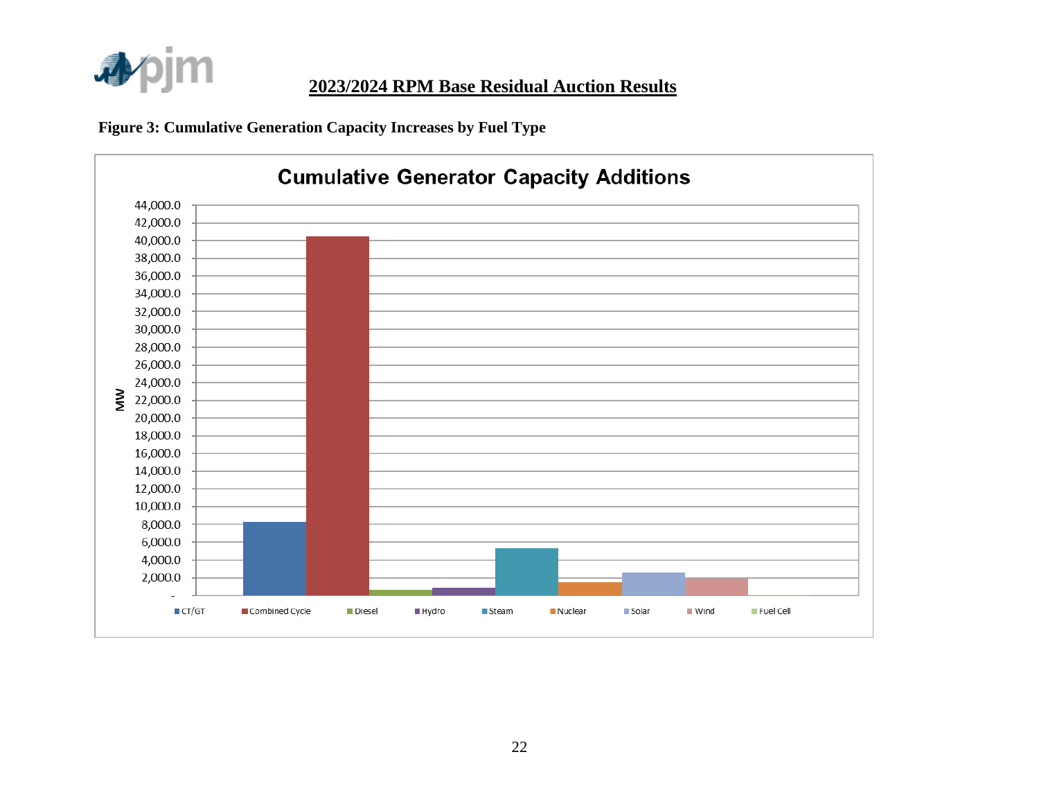## 2023/2024 RPM Base Residual Auction Results

**Figure 3: Cumulative Generation Capacity Increases by Fuel Type**

Cumulative Generator Capacity Additions

MW

CT/GT · Combined Cycle · Diesel · Hydro · Steam · Nuclear · Solar · Wind · Fuel Cell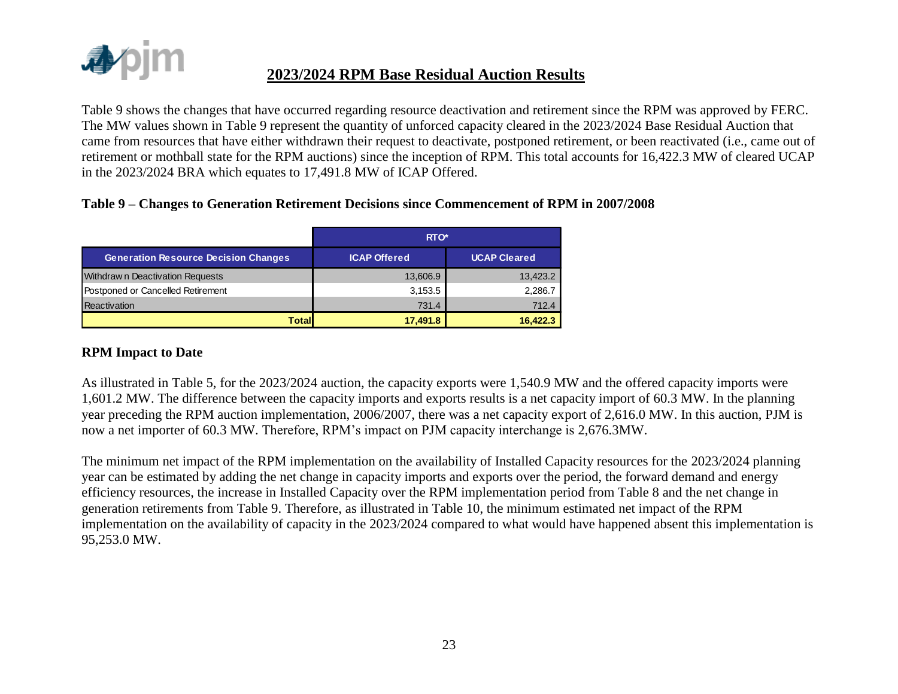## 2023/2024 RPM Base Residual Auction Results

Table 9 shows the changes that have occurred regarding resource deactivation and retirement since the RPM was approved by FERC. The MW values shown in Table 9 represent the quantity of unforced capacity cleared in the 2023/2024 Base Residual Auction that came from resources that have either withdrawn their request to deactivate, postponed retirement, or been reactivated (i.e., came out of retirement or mothball state for the RPM auctions) since the inception of RPM. This total accounts for 16,422.3 MW of cleared UCAP in the 2023/2024 BRA which equates to 17,491.8 MW of ICAP Offered.

**Table 9 – Changes to Generation Retirement Decisions since Commencement of RPM in 2007/2008**

| | RTO* | |
|---|---|---|
| **Generation Resource Decision Changes** | **ICAP Offered** | **UCAP Cleared** |
| Withdrawn Deactivation Requests | 13,606.9 | 13,423.2 |
| Postponed or Cancelled Retirement | 3,153.5 | 2,286.7 |
| Reactivation | 731.4 | 712.4 |
| **Total** | **17,491.8** | **16,422.3** |

### RPM Impact to Date

As illustrated in Table 5, for the 2023/2024 auction, the capacity exports were 1,540.9 MW and the offered capacity imports were 1,601.2 MW. The difference between the capacity imports and exports results is a net capacity import of 60.3 MW. In the planning year preceding the RPM auction implementation, 2006/2007, there was a net capacity export of 2,616.0 MW. In this auction, PJM is now a net importer of 60.3 MW. Therefore, RPM's impact on PJM capacity interchange is 2,676.3MW.

The minimum net impact of the RPM implementation on the availability of Installed Capacity resources for the 2023/2024 planning year can be estimated by adding the net change in capacity imports and exports over the period, the forward demand and energy efficiency resources, the increase in Installed Capacity over the RPM implementation period from Table 8 and the net change in generation retirements from Table 9. Therefore, as illustrated in Table 10, the minimum estimated net impact of the RPM implementation on the availability of capacity in the 2023/2024 compared to what would have happened absent this implementation is 95,253.0 MW.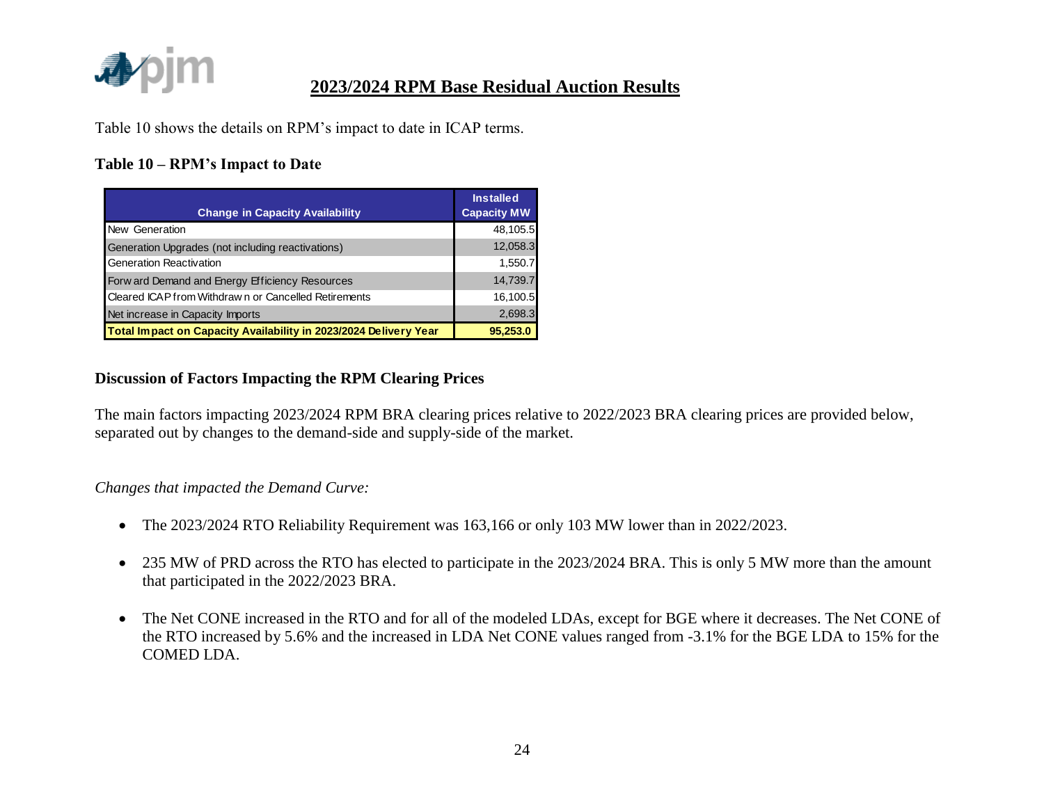## 2023/2024 RPM Base Residual Auction Results

Table 10 shows the details on RPM's impact to date in ICAP terms.

**Table 10 – RPM's Impact to Date**

| Change in Capacity Availability | Installed Capacity MW |
|---|---|
| New Generation | 48,105.5 |
| Generation Upgrades (not including reactivations) | 12,058.3 |
| Generation Reactivation | 1,550.7 |
| Forward Demand and Energy Efficiency Resources | 14,739.7 |
| Cleared ICAP from Withdrawn or Cancelled Retirements | 16,100.5 |
| Net increase in Capacity Imports | 2,698.3 |
| **Total Impact on Capacity Availability in 2023/2024 Delivery Year** | **95,253.0** |

### Discussion of Factors Impacting the RPM Clearing Prices

The main factors impacting 2023/2024 RPM BRA clearing prices relative to 2022/2023 BRA clearing prices are provided below, separated out by changes to the demand-side and supply-side of the market.

*Changes that impacted the Demand Curve:*

- The 2023/2024 RTO Reliability Requirement was 163,166 or only 103 MW lower than in 2022/2023.
- 235 MW of PRD across the RTO has elected to participate in the 2023/2024 BRA. This is only 5 MW more than the amount that participated in the 2022/2023 BRA.
- The Net CONE increased in the RTO and for all of the modeled LDAs, except for BGE where it decreases. The Net CONE of the RTO increased by 5.6% and the increased in LDA Net CONE values ranged from -3.1% for the BGE LDA to 15% for the COMED LDA.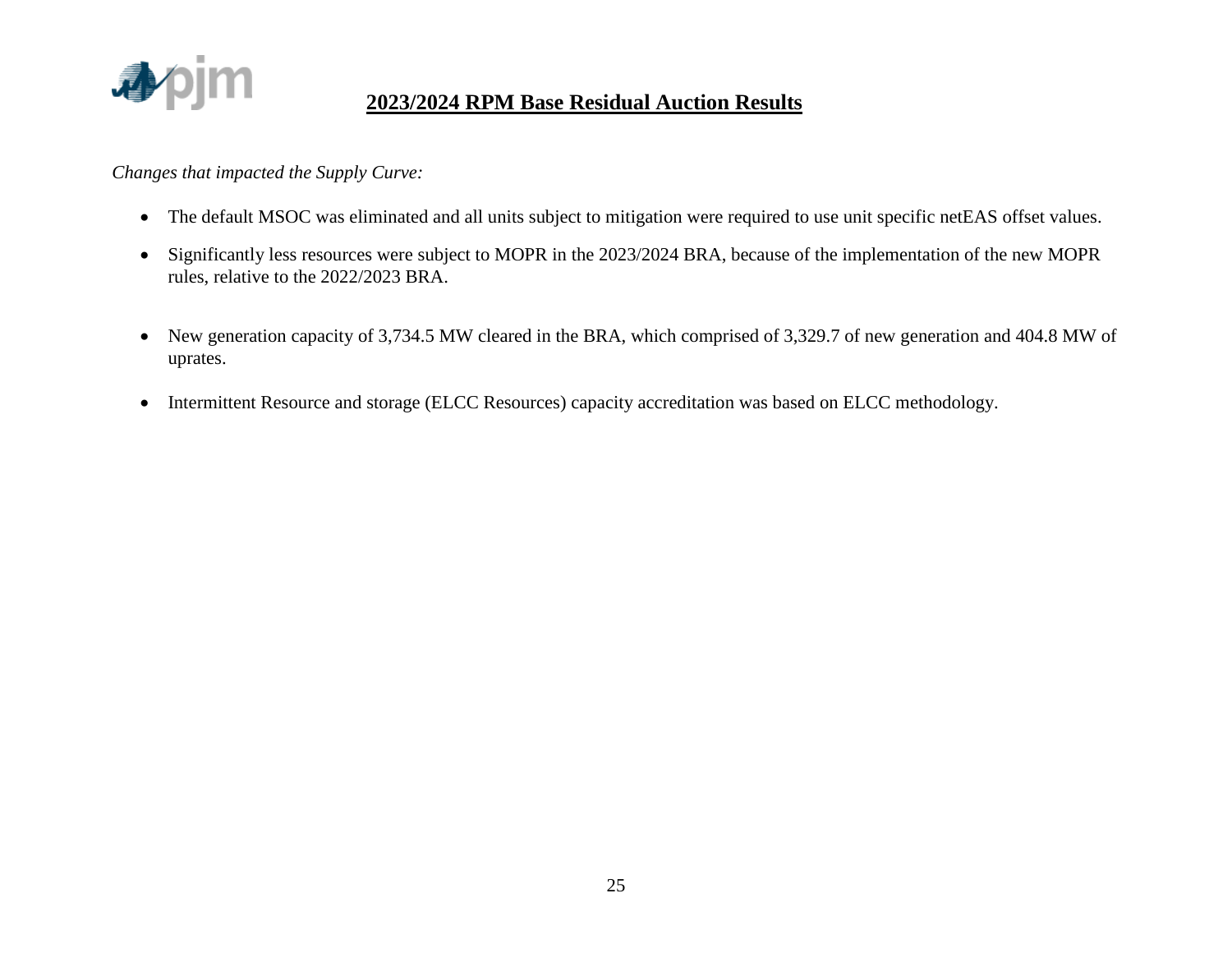## 2023/2024 RPM Base Residual Auction Results

*Changes that impacted the Supply Curve:*

- The default MSOC was eliminated and all units subject to mitigation were required to use unit specific netEAS offset values.
- Significantly less resources were subject to MOPR in the 2023/2024 BRA, because of the implementation of the new MOPR rules, relative to the 2022/2023 BRA.
- New generation capacity of 3,734.5 MW cleared in the BRA, which comprised of 3,329.7 of new generation and 404.8 MW of uprates.
- Intermittent Resource and storage (ELCC Resources) capacity accreditation was based on ELCC methodology.